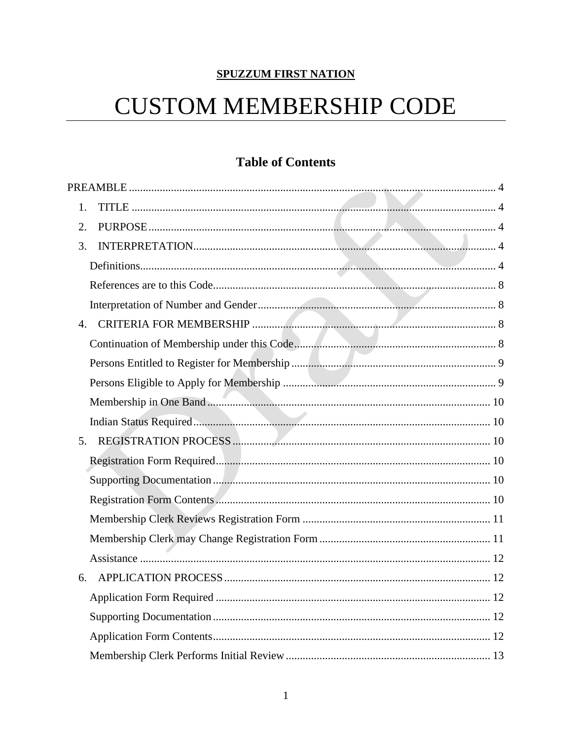**SPUZZUM FIRST NATION**

# CUSTOM MEMBERSHIP CODE

## Table of Contents

PREAMBLE ..... 4

1. TITLE ..... 4
2. PURPOSE ..... 4
3. INTERPRETATION ..... 4
   - Definitions ..... 4
   - References are to this Code ..... 8
   - Interpretation of Number and Gender ..... 8
4. CRITERIA FOR MEMBERSHIP ..... 8
   - Continuation of Membership under this Code ..... 8
   - Persons Entitled to Register for Membership ..... 9
   - Persons Eligible to Apply for Membership ..... 9
   - Membership in One Band ..... 10
   - Indian Status Required ..... 10
5. REGISTRATION PROCESS ..... 10
   - Registration Form Required ..... 10
   - Supporting Documentation ..... 10
   - Registration Form Contents ..... 10
   - Membership Clerk Reviews Registration Form ..... 11
   - Membership Clerk may Change Registration Form ..... 11
   - Assistance ..... 12
6. APPLICATION PROCESS ..... 12
   - Application Form Required ..... 12
   - Supporting Documentation ..... 12
   - Application Form Contents ..... 12
   - Membership Clerk Performs Initial Review ..... 13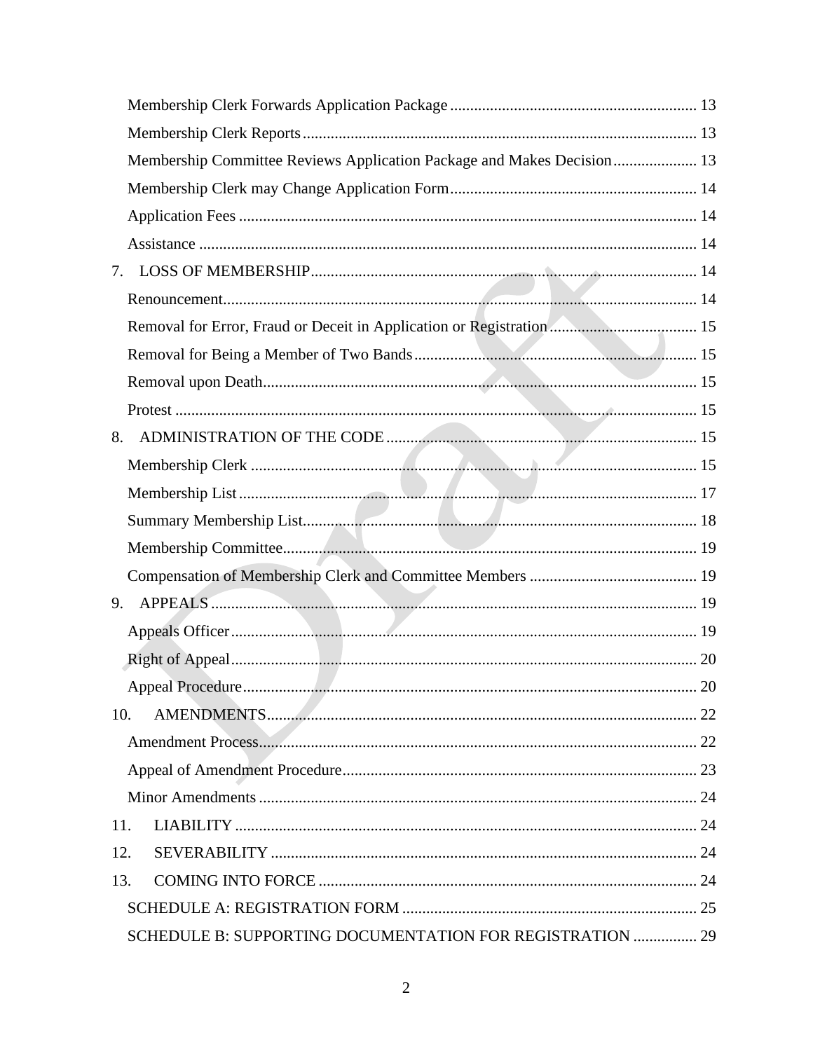Membership Clerk Forwards Application Package ............................................................ 13

Membership Clerk Reports ................................................................................................ 13

Membership Committee Reviews Application Package and Makes Decision .................... 13

Membership Clerk may Change Application Form ............................................................ 14

Application Fees ................................................................................................................ 14

Assistance .......................................................................................................................... 14

7. LOSS OF MEMBERSHIP ................................................................................................ 14

Renouncement .................................................................................................................... 14

Removal for Error, Fraud or Deceit in Application or Registration .................................... 15

Removal for Being a Member of Two Bands ..................................................................... 15

Removal upon Death .......................................................................................................... 15

Protest ................................................................................................................................ 15

8. ADMINISTRATION OF THE CODE ............................................................................. 15

Membership Clerk .............................................................................................................. 15

Membership List ................................................................................................................ 17

Summary Membership List ................................................................................................ 18

Membership Committee ..................................................................................................... 19

Compensation of Membership Clerk and Committee Members ........................................ 19

9. APPEALS ......................................................................................................................... 19

Appeals Officer ................................................................................................................... 19

Right of Appeal ................................................................................................................... 20

Appeal Procedure ............................................................................................................... 20

10. AMENDMENTS ............................................................................................................. 22

Amendment Process ........................................................................................................... 22

Appeal of Amendment Procedure ...................................................................................... 23

Minor Amendments ............................................................................................................ 24

11. LIABILITY ..................................................................................................................... 24

12. SEVERABILITY ............................................................................................................ 24

13. COMING INTO FORCE ............................................................................................... 24

SCHEDULE A: REGISTRATION FORM ........................................................................... 25

SCHEDULE B: SUPPORTING DOCUMENTATION FOR REGISTRATION ................ 29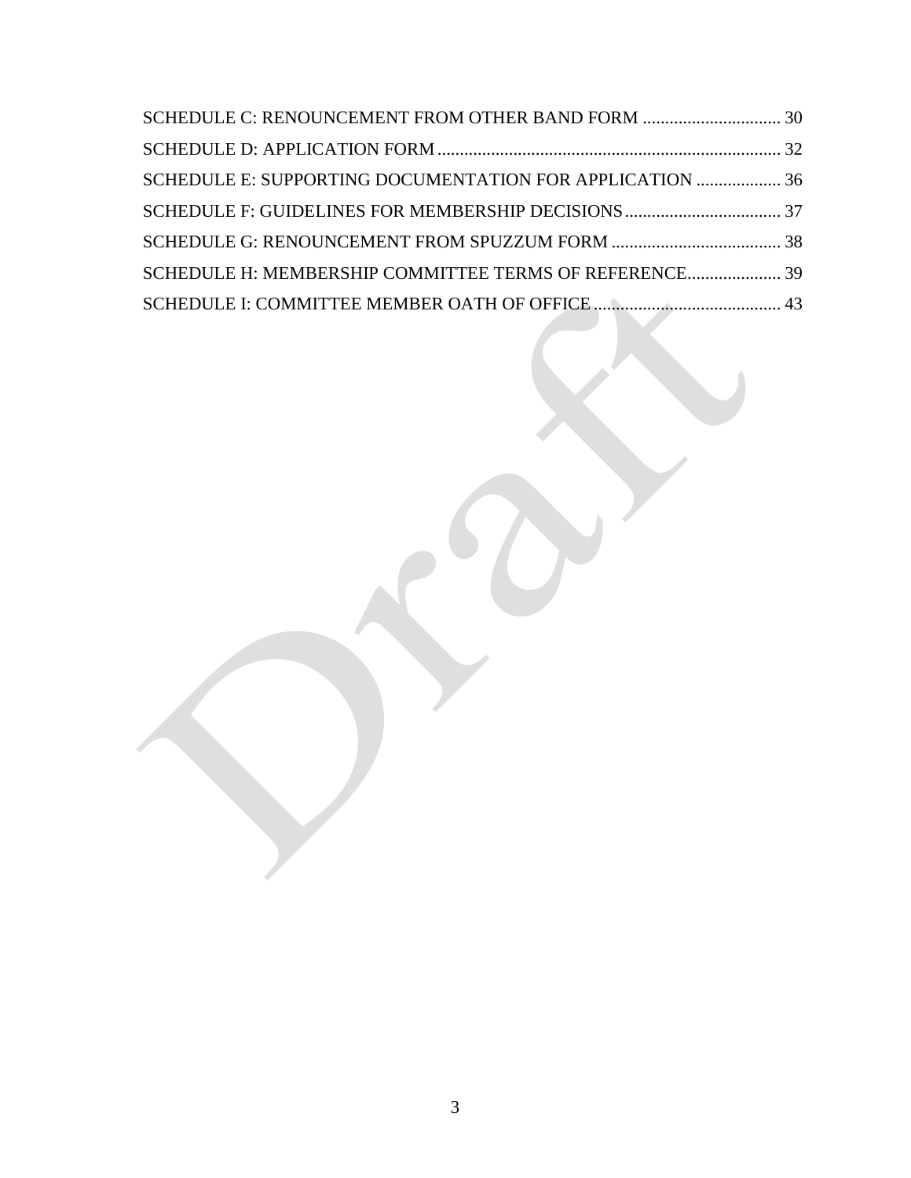SCHEDULE C: RENOUNCEMENT FROM OTHER BAND FORM ............................... 30

SCHEDULE D: APPLICATION FORM ............................................................................. 32

SCHEDULE E: SUPPORTING DOCUMENTATION FOR APPLICATION ................... 36

SCHEDULE F: GUIDELINES FOR MEMBERSHIP DECISIONS ................................... 37

SCHEDULE G: RENOUNCEMENT FROM SPUZZUM FORM ...................................... 38

SCHEDULE H: MEMBERSHIP COMMITTEE TERMS OF REFERENCE..................... 39

SCHEDULE I: COMMITTEE MEMBER OATH OF OFFICE .......................................... 43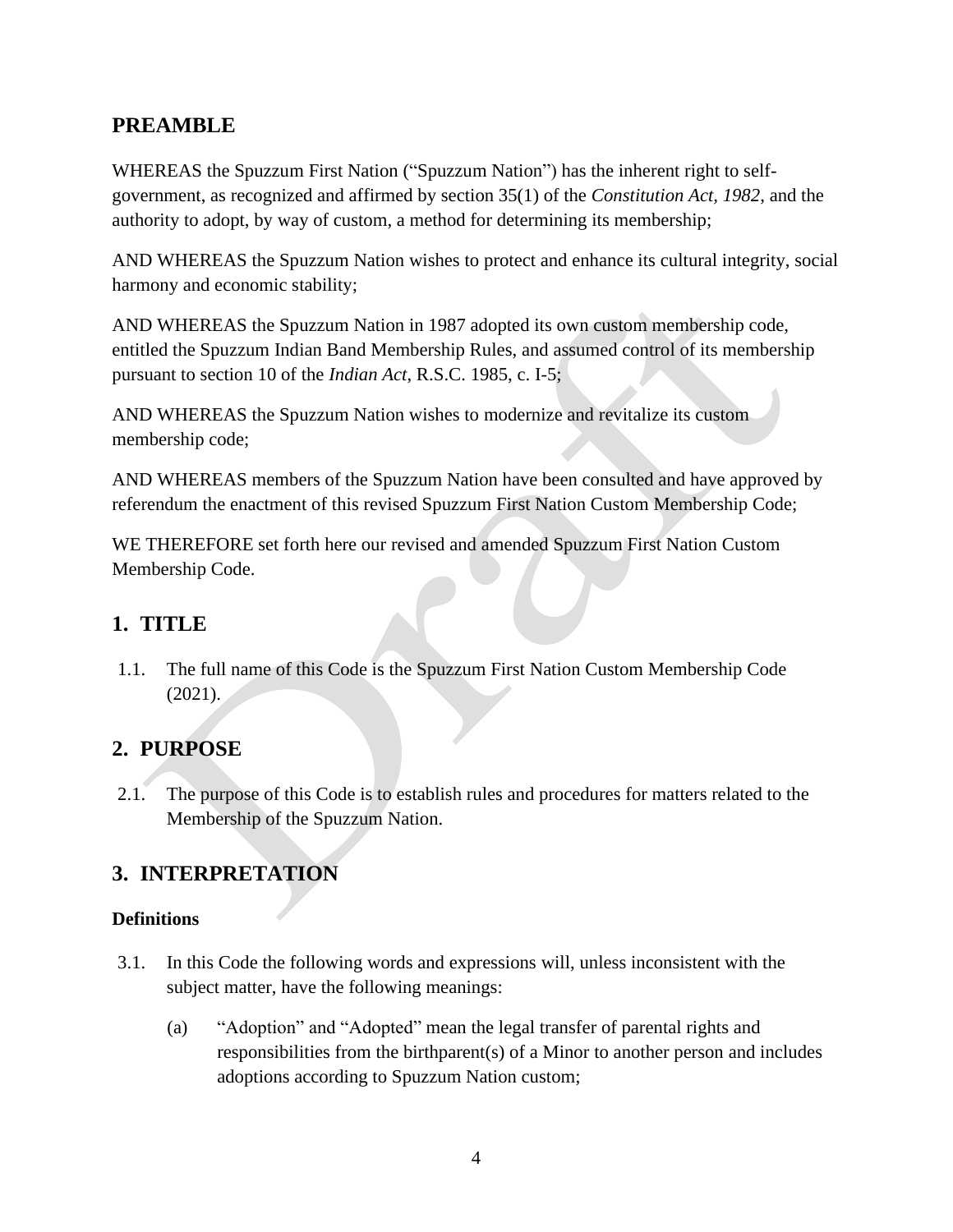## PREAMBLE

WHEREAS the Spuzzum First Nation ("Spuzzum Nation") has the inherent right to self-government, as recognized and affirmed by section 35(1) of the *Constitution Act, 1982*, and the authority to adopt, by way of custom, a method for determining its membership;

AND WHEREAS the Spuzzum Nation wishes to protect and enhance its cultural integrity, social harmony and economic stability;

AND WHEREAS the Spuzzum Nation in 1987 adopted its own custom membership code, entitled the Spuzzum Indian Band Membership Rules, and assumed control of its membership pursuant to section 10 of the *Indian Act*, R.S.C. 1985, c. I-5;

AND WHEREAS the Spuzzum Nation wishes to modernize and revitalize its custom membership code;

AND WHEREAS members of the Spuzzum Nation have been consulted and have approved by referendum the enactment of this revised Spuzzum First Nation Custom Membership Code;

WE THEREFORE set forth here our revised and amended Spuzzum First Nation Custom Membership Code.

## 1. TITLE

1.1. The full name of this Code is the Spuzzum First Nation Custom Membership Code (2021).

## 2. PURPOSE

2.1. The purpose of this Code is to establish rules and procedures for matters related to the Membership of the Spuzzum Nation.

## 3. INTERPRETATION

### Definitions

3.1. In this Code the following words and expressions will, unless inconsistent with the subject matter, have the following meanings:

(a) "Adoption" and "Adopted" mean the legal transfer of parental rights and responsibilities from the birthparent(s) of a Minor to another person and includes adoptions according to Spuzzum Nation custom;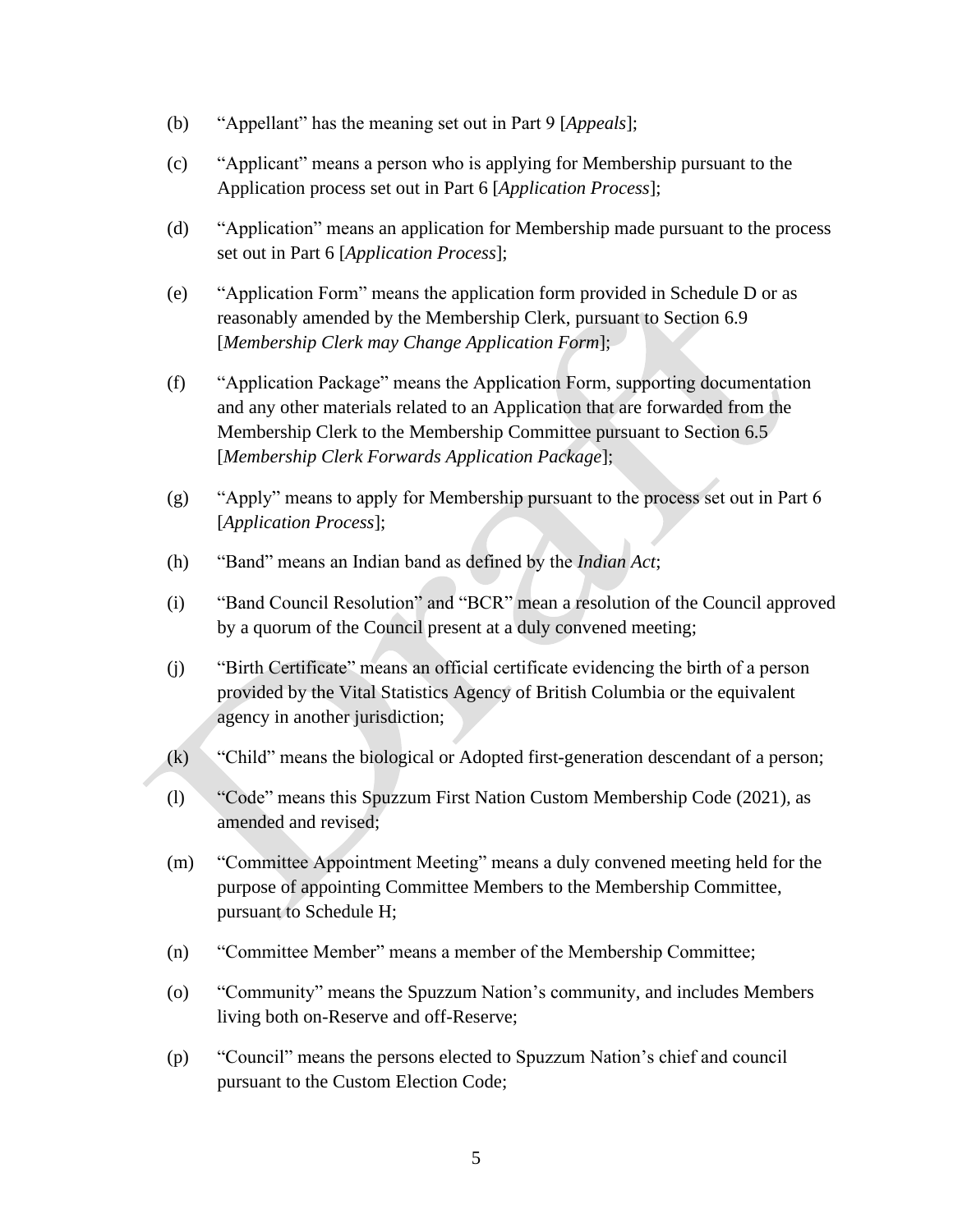(b) "Appellant" has the meaning set out in Part 9 [*Appeals*];

(c) "Applicant" means a person who is applying for Membership pursuant to the Application process set out in Part 6 [*Application Process*];

(d) "Application" means an application for Membership made pursuant to the process set out in Part 6 [*Application Process*];

(e) "Application Form" means the application form provided in Schedule D or as reasonably amended by the Membership Clerk, pursuant to Section 6.9 [*Membership Clerk may Change Application Form*];

(f) "Application Package" means the Application Form, supporting documentation and any other materials related to an Application that are forwarded from the Membership Clerk to the Membership Committee pursuant to Section 6.5 [*Membership Clerk Forwards Application Package*];

(g) "Apply" means to apply for Membership pursuant to the process set out in Part 6 [*Application Process*];

(h) "Band" means an Indian band as defined by the *Indian Act*;

(i) "Band Council Resolution" and "BCR" mean a resolution of the Council approved by a quorum of the Council present at a duly convened meeting;

(j) "Birth Certificate" means an official certificate evidencing the birth of a person provided by the Vital Statistics Agency of British Columbia or the equivalent agency in another jurisdiction;

(k) "Child" means the biological or Adopted first-generation descendant of a person;

(l) "Code" means this Spuzzum First Nation Custom Membership Code (2021), as amended and revised;

(m) "Committee Appointment Meeting" means a duly convened meeting held for the purpose of appointing Committee Members to the Membership Committee, pursuant to Schedule H;

(n) "Committee Member" means a member of the Membership Committee;

(o) "Community" means the Spuzzum Nation's community, and includes Members living both on-Reserve and off-Reserve;

(p) "Council" means the persons elected to Spuzzum Nation's chief and council pursuant to the Custom Election Code;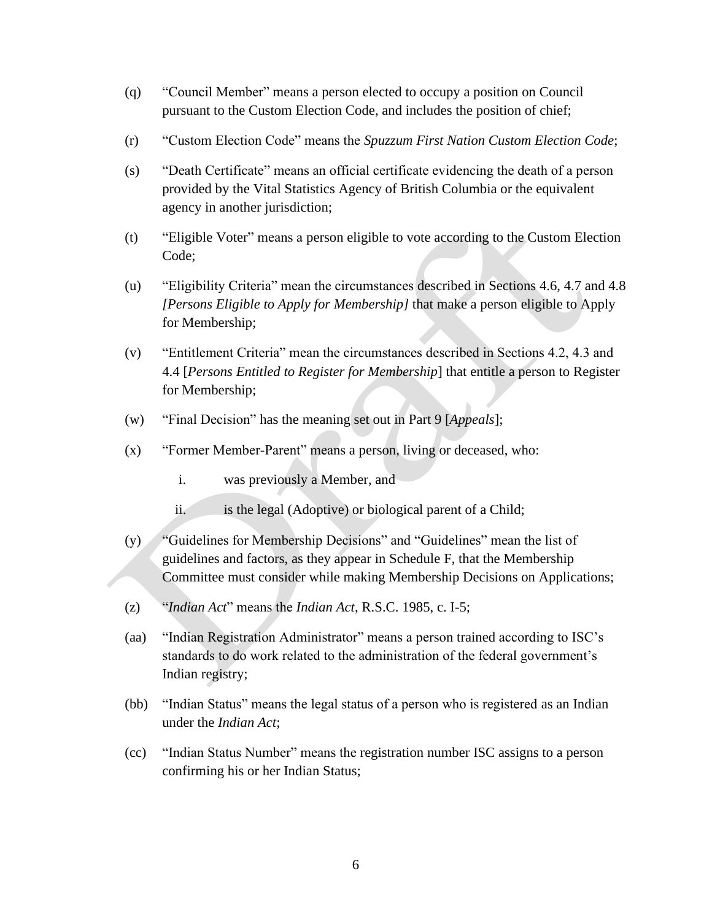(q) "Council Member" means a person elected to occupy a position on Council pursuant to the Custom Election Code, and includes the position of chief;

(r) "Custom Election Code" means the *Spuzzum First Nation Custom Election Code*;

(s) "Death Certificate" means an official certificate evidencing the death of a person provided by the Vital Statistics Agency of British Columbia or the equivalent agency in another jurisdiction;

(t) "Eligible Voter" means a person eligible to vote according to the Custom Election Code;

(u) "Eligibility Criteria" mean the circumstances described in Sections 4.6, 4.7 and 4.8 *[Persons Eligible to Apply for Membership]* that make a person eligible to Apply for Membership;

(v) "Entitlement Criteria" mean the circumstances described in Sections 4.2, 4.3 and 4.4 [*Persons Entitled to Register for Membership*] that entitle a person to Register for Membership;

(w) "Final Decision" has the meaning set out in Part 9 [*Appeals*];

(x) "Former Member-Parent" means a person, living or deceased, who:

   i. was previously a Member, and

   ii. is the legal (Adoptive) or biological parent of a Child;

(y) "Guidelines for Membership Decisions" and "Guidelines" mean the list of guidelines and factors, as they appear in Schedule F, that the Membership Committee must consider while making Membership Decisions on Applications;

(z) "*Indian Act*" means the *Indian Act*, R.S.C. 1985, c. I-5;

(aa) "Indian Registration Administrator" means a person trained according to ISC's standards to do work related to the administration of the federal government's Indian registry;

(bb) "Indian Status" means the legal status of a person who is registered as an Indian under the *Indian Act*;

(cc) "Indian Status Number" means the registration number ISC assigns to a person confirming his or her Indian Status;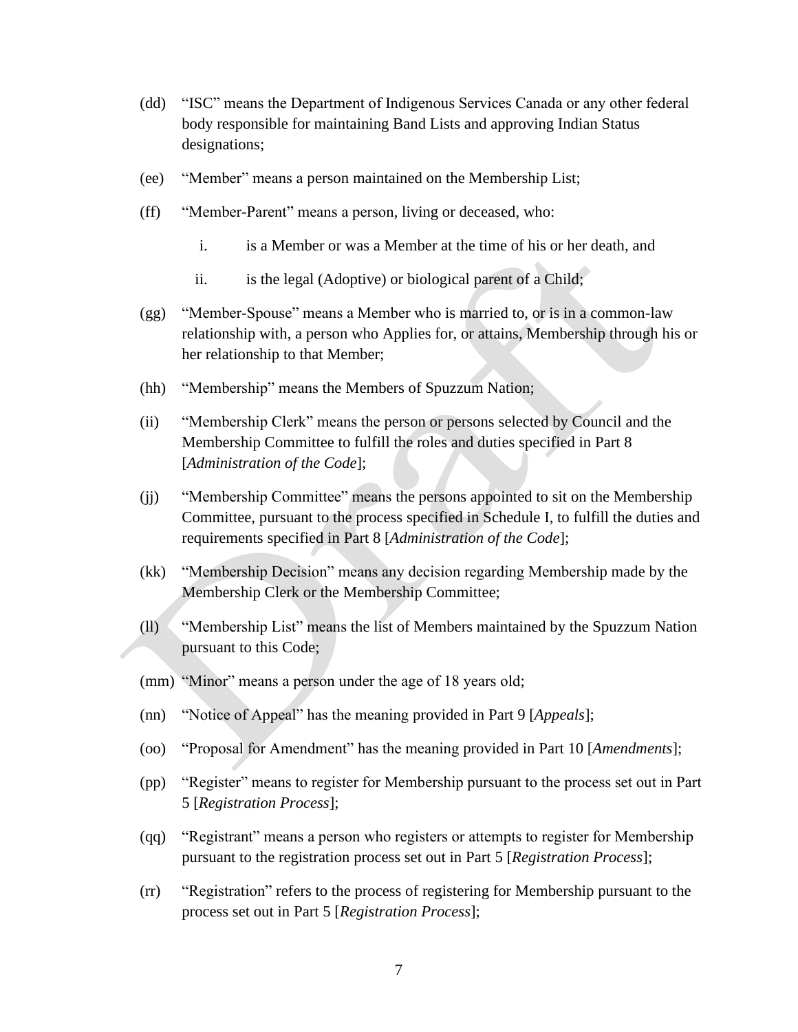(dd) "ISC" means the Department of Indigenous Services Canada or any other federal body responsible for maintaining Band Lists and approving Indian Status designations;

(ee) "Member" means a person maintained on the Membership List;

(ff) "Member-Parent" means a person, living or deceased, who:

i. is a Member or was a Member at the time of his or her death, and

ii. is the legal (Adoptive) or biological parent of a Child;

(gg) "Member-Spouse" means a Member who is married to, or is in a common-law relationship with, a person who Applies for, or attains, Membership through his or her relationship to that Member;

(hh) "Membership" means the Members of Spuzzum Nation;

(ii) "Membership Clerk" means the person or persons selected by Council and the Membership Committee to fulfill the roles and duties specified in Part 8 [*Administration of the Code*];

(jj) "Membership Committee" means the persons appointed to sit on the Membership Committee, pursuant to the process specified in Schedule I, to fulfill the duties and requirements specified in Part 8 [*Administration of the Code*];

(kk) "Membership Decision" means any decision regarding Membership made by the Membership Clerk or the Membership Committee;

(ll) "Membership List" means the list of Members maintained by the Spuzzum Nation pursuant to this Code;

(mm) "Minor" means a person under the age of 18 years old;

(nn) "Notice of Appeal" has the meaning provided in Part 9 [*Appeals*];

(oo) "Proposal for Amendment" has the meaning provided in Part 10 [*Amendments*];

(pp) "Register" means to register for Membership pursuant to the process set out in Part 5 [*Registration Process*];

(qq) "Registrant" means a person who registers or attempts to register for Membership pursuant to the registration process set out in Part 5 [*Registration Process*];

(rr) "Registration" refers to the process of registering for Membership pursuant to the process set out in Part 5 [*Registration Process*];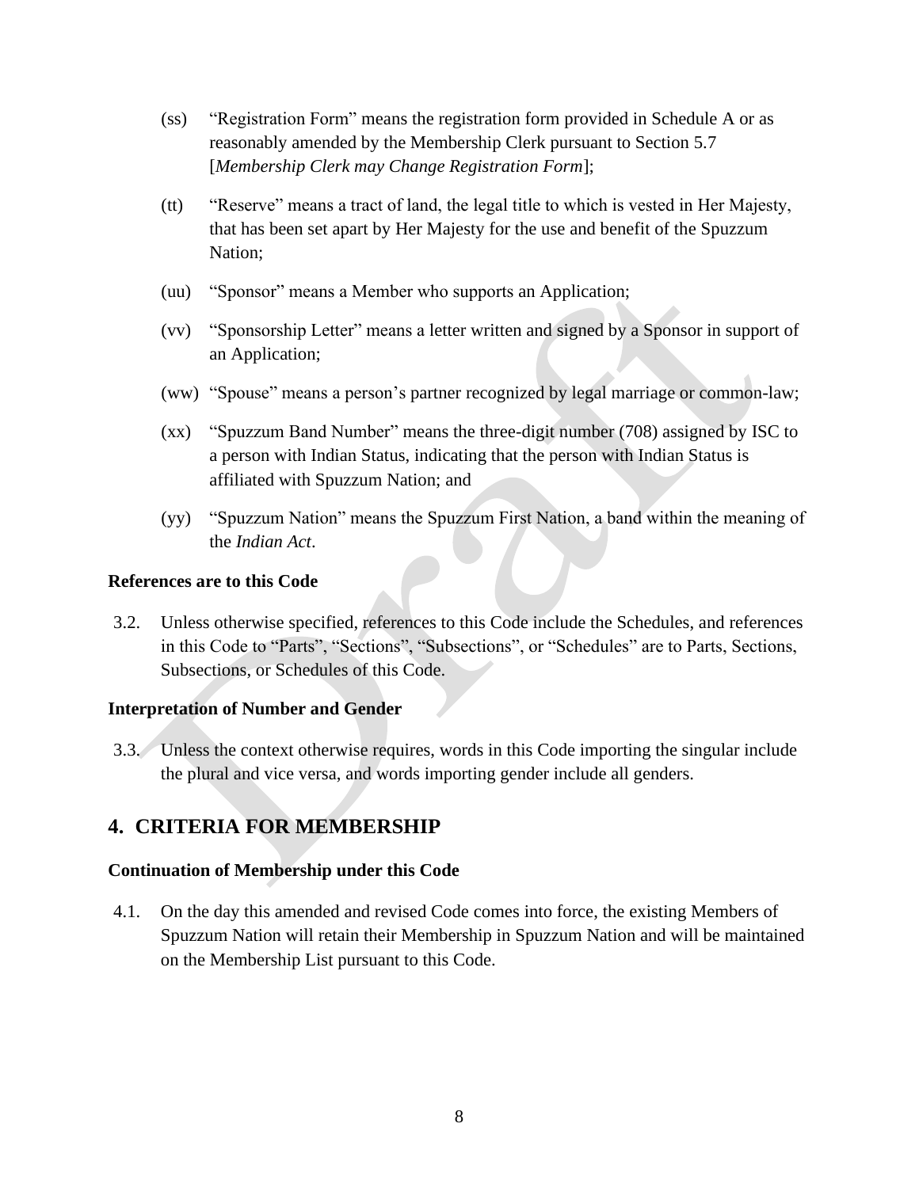(ss) "Registration Form" means the registration form provided in Schedule A or as reasonably amended by the Membership Clerk pursuant to Section 5.7 [*Membership Clerk may Change Registration Form*];

(tt) "Reserve" means a tract of land, the legal title to which is vested in Her Majesty, that has been set apart by Her Majesty for the use and benefit of the Spuzzum Nation;

(uu) "Sponsor" means a Member who supports an Application;

(vv) "Sponsorship Letter" means a letter written and signed by a Sponsor in support of an Application;

(ww) "Spouse" means a person's partner recognized by legal marriage or common-law;

(xx) "Spuzzum Band Number" means the three-digit number (708) assigned by ISC to a person with Indian Status, indicating that the person with Indian Status is affiliated with Spuzzum Nation; and

(yy) "Spuzzum Nation" means the Spuzzum First Nation, a band within the meaning of the *Indian Act*.

**References are to this Code**

3.2. Unless otherwise specified, references to this Code include the Schedules, and references in this Code to "Parts", "Sections", "Subsections", or "Schedules" are to Parts, Sections, Subsections, or Schedules of this Code.

**Interpretation of Number and Gender**

3.3. Unless the context otherwise requires, words in this Code importing the singular include the plural and vice versa, and words importing gender include all genders.

## 4. CRITERIA FOR MEMBERSHIP

**Continuation of Membership under this Code**

4.1. On the day this amended and revised Code comes into force, the existing Members of Spuzzum Nation will retain their Membership in Spuzzum Nation and will be maintained on the Membership List pursuant to this Code.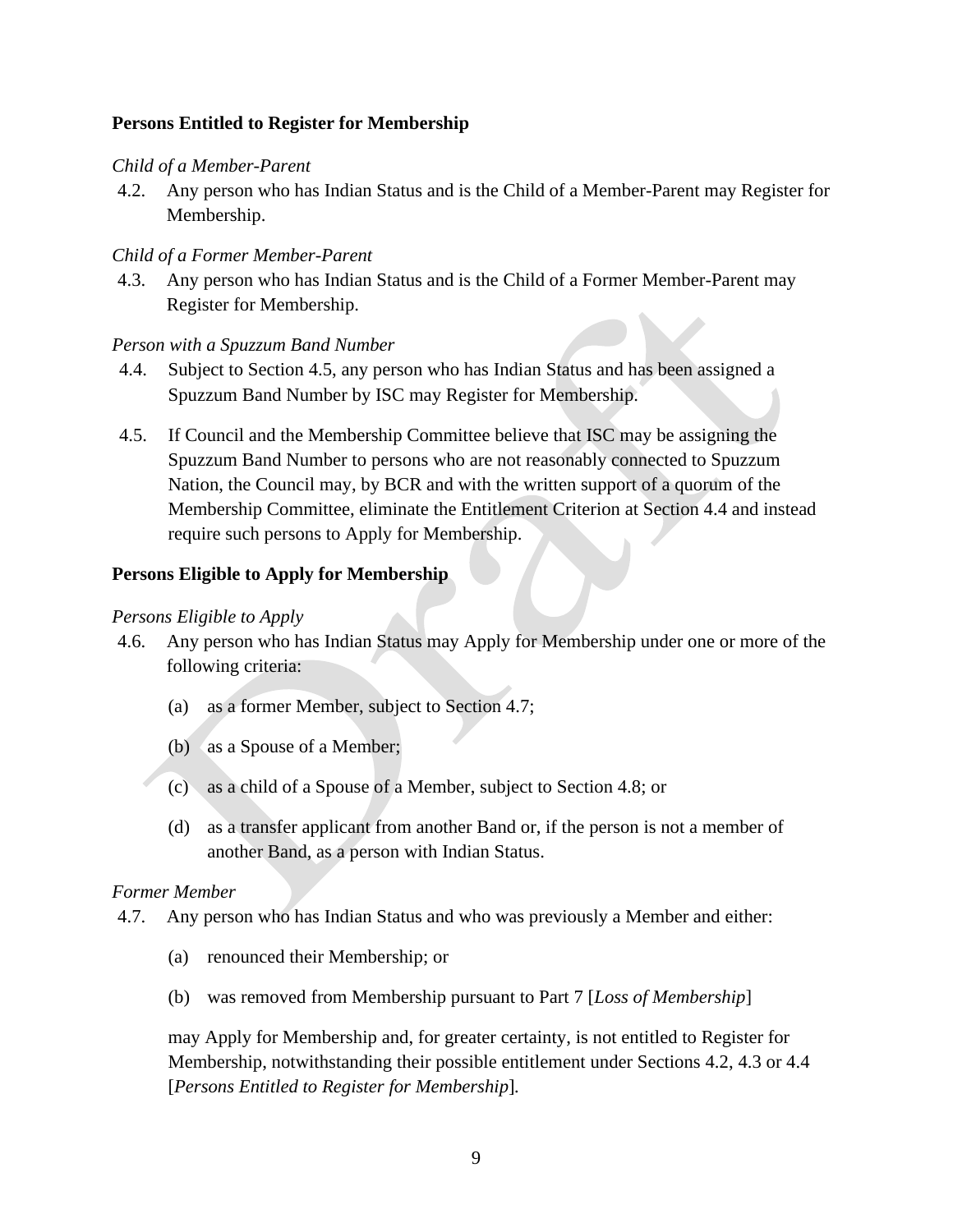**Persons Entitled to Register for Membership**

*Child of a Member-Parent*

4.2. Any person who has Indian Status and is the Child of a Member-Parent may Register for Membership.

*Child of a Former Member-Parent*

4.3. Any person who has Indian Status and is the Child of a Former Member-Parent may Register for Membership.

*Person with a Spuzzum Band Number*

4.4. Subject to Section 4.5, any person who has Indian Status and has been assigned a Spuzzum Band Number by ISC may Register for Membership.

4.5. If Council and the Membership Committee believe that ISC may be assigning the Spuzzum Band Number to persons who are not reasonably connected to Spuzzum Nation, the Council may, by BCR and with the written support of a quorum of the Membership Committee, eliminate the Entitlement Criterion at Section 4.4 and instead require such persons to Apply for Membership.

**Persons Eligible to Apply for Membership**

*Persons Eligible to Apply*

4.6. Any person who has Indian Status may Apply for Membership under one or more of the following criteria:

(a) as a former Member, subject to Section 4.7;

(b) as a Spouse of a Member;

(c) as a child of a Spouse of a Member, subject to Section 4.8; or

(d) as a transfer applicant from another Band or, if the person is not a member of another Band, as a person with Indian Status.

*Former Member*

4.7. Any person who has Indian Status and who was previously a Member and either:

(a) renounced their Membership; or

(b) was removed from Membership pursuant to Part 7 [*Loss of Membership*]

may Apply for Membership and, for greater certainty, is not entitled to Register for Membership, notwithstanding their possible entitlement under Sections 4.2, 4.3 or 4.4 [*Persons Entitled to Register for Membership*].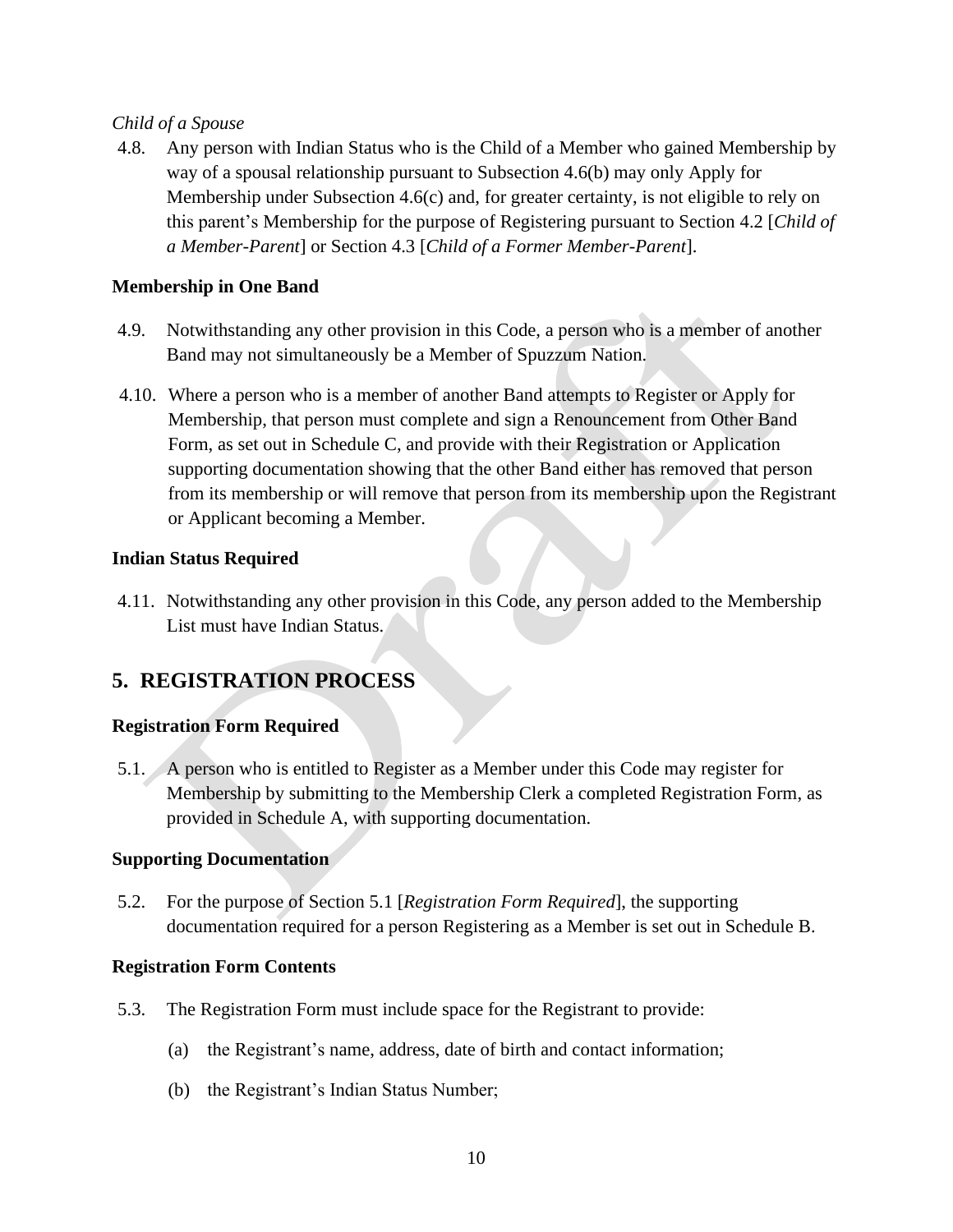*Child of a Spouse*

4.8. Any person with Indian Status who is the Child of a Member who gained Membership by way of a spousal relationship pursuant to Subsection 4.6(b) may only Apply for Membership under Subsection 4.6(c) and, for greater certainty, is not eligible to rely on this parent's Membership for the purpose of Registering pursuant to Section 4.2 [*Child of a Member-Parent*] or Section 4.3 [*Child of a Former Member-Parent*].

**Membership in One Band**

4.9. Notwithstanding any other provision in this Code, a person who is a member of another Band may not simultaneously be a Member of Spuzzum Nation.

4.10. Where a person who is a member of another Band attempts to Register or Apply for Membership, that person must complete and sign a Renouncement from Other Band Form, as set out in Schedule C, and provide with their Registration or Application supporting documentation showing that the other Band either has removed that person from its membership or will remove that person from its membership upon the Registrant or Applicant becoming a Member.

**Indian Status Required**

4.11. Notwithstanding any other provision in this Code, any person added to the Membership List must have Indian Status.

## 5. REGISTRATION PROCESS

**Registration Form Required**

5.1. A person who is entitled to Register as a Member under this Code may register for Membership by submitting to the Membership Clerk a completed Registration Form, as provided in Schedule A, with supporting documentation.

**Supporting Documentation**

5.2. For the purpose of Section 5.1 [*Registration Form Required*], the supporting documentation required for a person Registering as a Member is set out in Schedule B.

**Registration Form Contents**

5.3. The Registration Form must include space for the Registrant to provide:

(a) the Registrant's name, address, date of birth and contact information;

(b) the Registrant's Indian Status Number;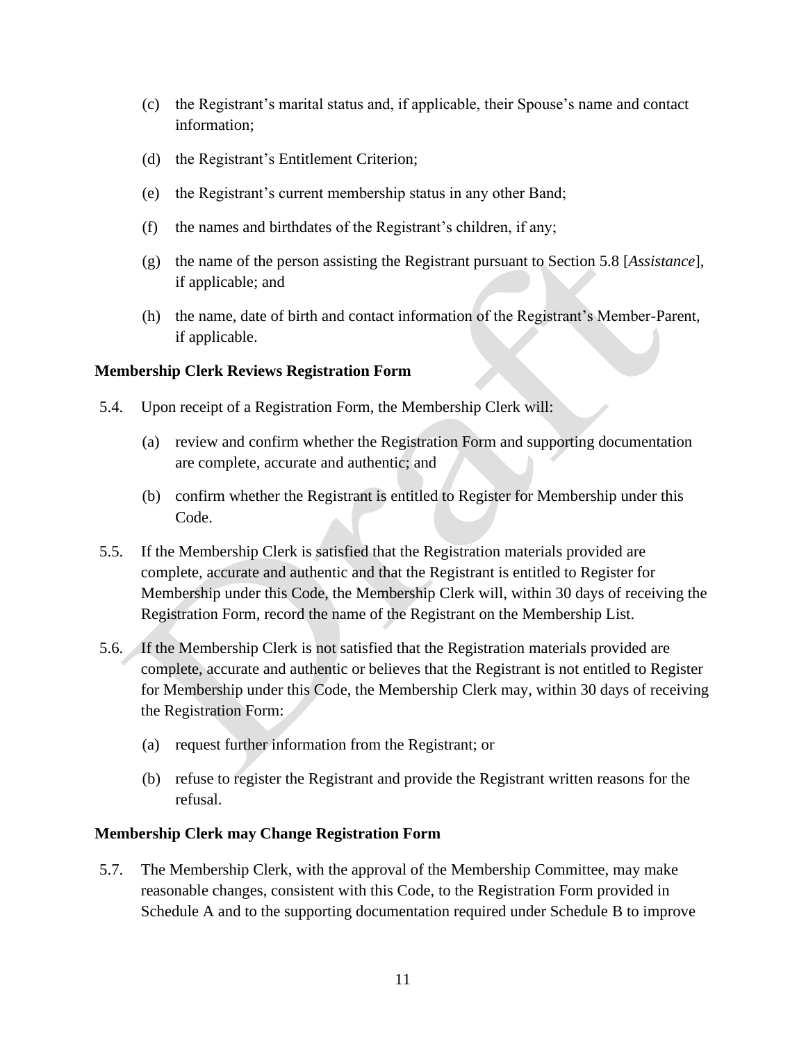(c) the Registrant's marital status and, if applicable, their Spouse's name and contact information;

(d) the Registrant's Entitlement Criterion;

(e) the Registrant's current membership status in any other Band;

(f) the names and birthdates of the Registrant's children, if any;

(g) the name of the person assisting the Registrant pursuant to Section 5.8 [*Assistance*], if applicable; and

(h) the name, date of birth and contact information of the Registrant's Member-Parent, if applicable.

**Membership Clerk Reviews Registration Form**

5.4. Upon receipt of a Registration Form, the Membership Clerk will:

(a) review and confirm whether the Registration Form and supporting documentation are complete, accurate and authentic; and

(b) confirm whether the Registrant is entitled to Register for Membership under this Code.

5.5. If the Membership Clerk is satisfied that the Registration materials provided are complete, accurate and authentic and that the Registrant is entitled to Register for Membership under this Code, the Membership Clerk will, within 30 days of receiving the Registration Form, record the name of the Registrant on the Membership List.

5.6. If the Membership Clerk is not satisfied that the Registration materials provided are complete, accurate and authentic or believes that the Registrant is not entitled to Register for Membership under this Code, the Membership Clerk may, within 30 days of receiving the Registration Form:

(a) request further information from the Registrant; or

(b) refuse to register the Registrant and provide the Registrant written reasons for the refusal.

**Membership Clerk may Change Registration Form**

5.7. The Membership Clerk, with the approval of the Membership Committee, may make reasonable changes, consistent with this Code, to the Registration Form provided in Schedule A and to the supporting documentation required under Schedule B to improve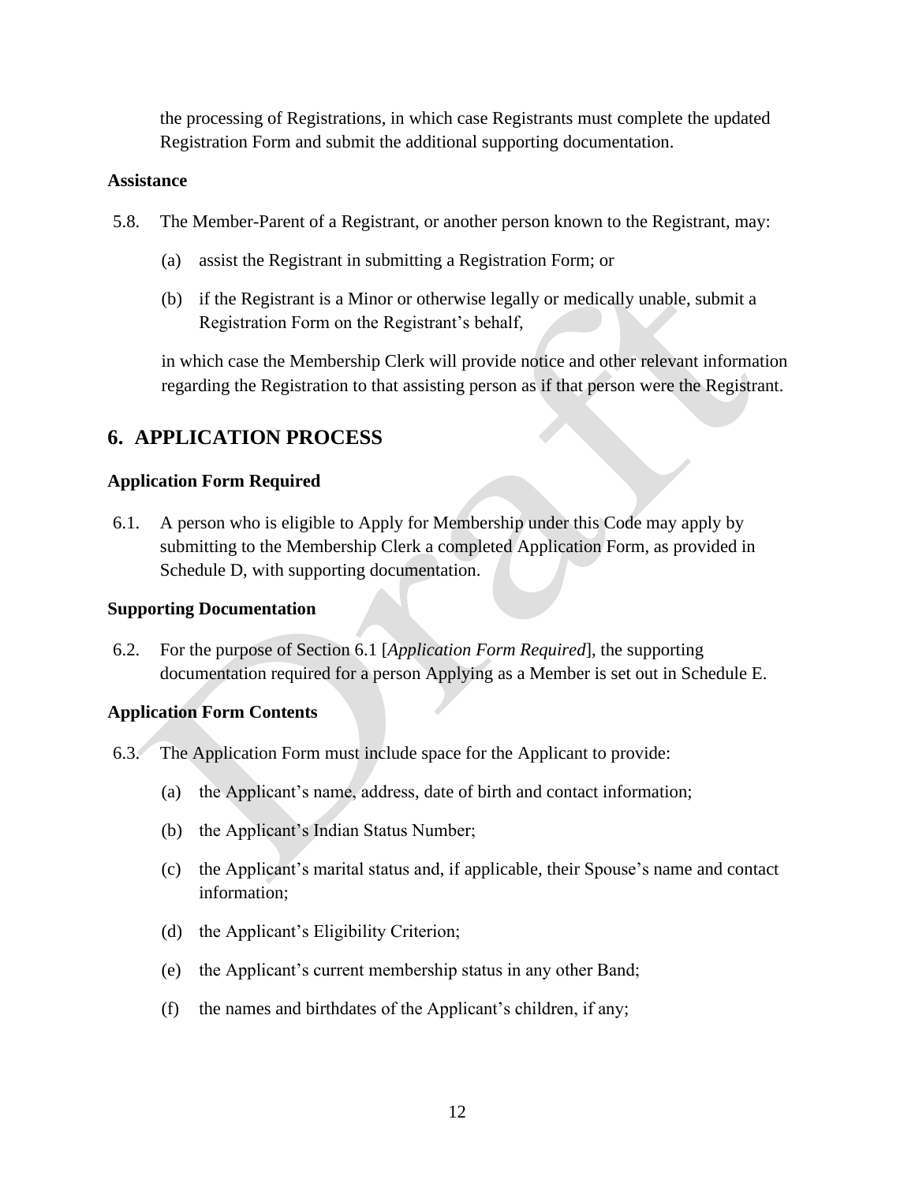the processing of Registrations, in which case Registrants must complete the updated Registration Form and submit the additional supporting documentation.

**Assistance**

5.8. The Member-Parent of a Registrant, or another person known to the Registrant, may:

(a) assist the Registrant in submitting a Registration Form; or

(b) if the Registrant is a Minor or otherwise legally or medically unable, submit a Registration Form on the Registrant's behalf,

in which case the Membership Clerk will provide notice and other relevant information regarding the Registration to that assisting person as if that person were the Registrant.

## 6. APPLICATION PROCESS

**Application Form Required**

6.1. A person who is eligible to Apply for Membership under this Code may apply by submitting to the Membership Clerk a completed Application Form, as provided in Schedule D, with supporting documentation.

**Supporting Documentation**

6.2. For the purpose of Section 6.1 [*Application Form Required*], the supporting documentation required for a person Applying as a Member is set out in Schedule E.

**Application Form Contents**

6.3. The Application Form must include space for the Applicant to provide:

(a) the Applicant's name, address, date of birth and contact information;

(b) the Applicant's Indian Status Number;

(c) the Applicant's marital status and, if applicable, their Spouse's name and contact information;

(d) the Applicant's Eligibility Criterion;

(e) the Applicant's current membership status in any other Band;

(f) the names and birthdates of the Applicant's children, if any;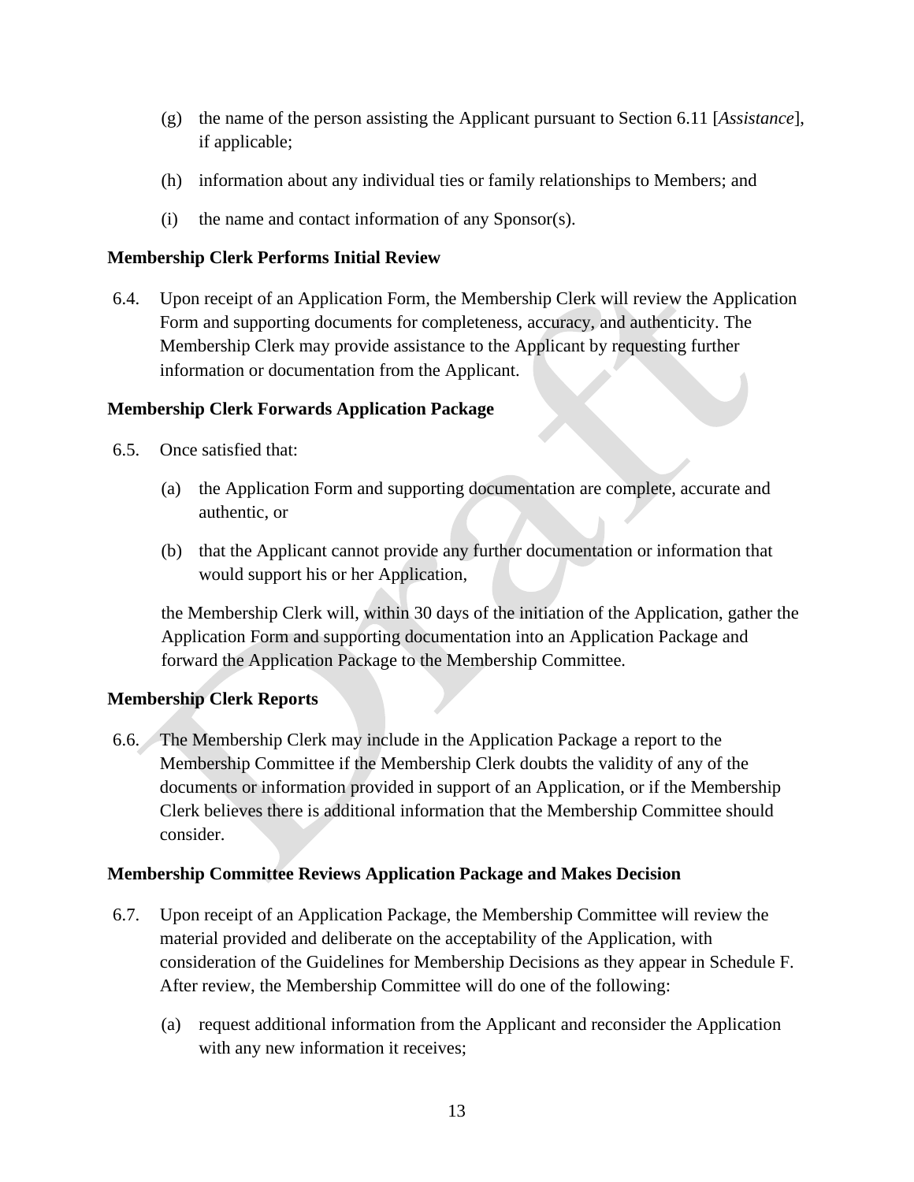(g) the name of the person assisting the Applicant pursuant to Section 6.11 [*Assistance*], if applicable;

(h) information about any individual ties or family relationships to Members; and

(i) the name and contact information of any Sponsor(s).

**Membership Clerk Performs Initial Review**

6.4. Upon receipt of an Application Form, the Membership Clerk will review the Application Form and supporting documents for completeness, accuracy, and authenticity. The Membership Clerk may provide assistance to the Applicant by requesting further information or documentation from the Applicant.

**Membership Clerk Forwards Application Package**

6.5. Once satisfied that:

(a) the Application Form and supporting documentation are complete, accurate and authentic, or

(b) that the Applicant cannot provide any further documentation or information that would support his or her Application,

the Membership Clerk will, within 30 days of the initiation of the Application, gather the Application Form and supporting documentation into an Application Package and forward the Application Package to the Membership Committee.

**Membership Clerk Reports**

6.6. The Membership Clerk may include in the Application Package a report to the Membership Committee if the Membership Clerk doubts the validity of any of the documents or information provided in support of an Application, or if the Membership Clerk believes there is additional information that the Membership Committee should consider.

**Membership Committee Reviews Application Package and Makes Decision**

6.7. Upon receipt of an Application Package, the Membership Committee will review the material provided and deliberate on the acceptability of the Application, with consideration of the Guidelines for Membership Decisions as they appear in Schedule F. After review, the Membership Committee will do one of the following:

(a) request additional information from the Applicant and reconsider the Application with any new information it receives;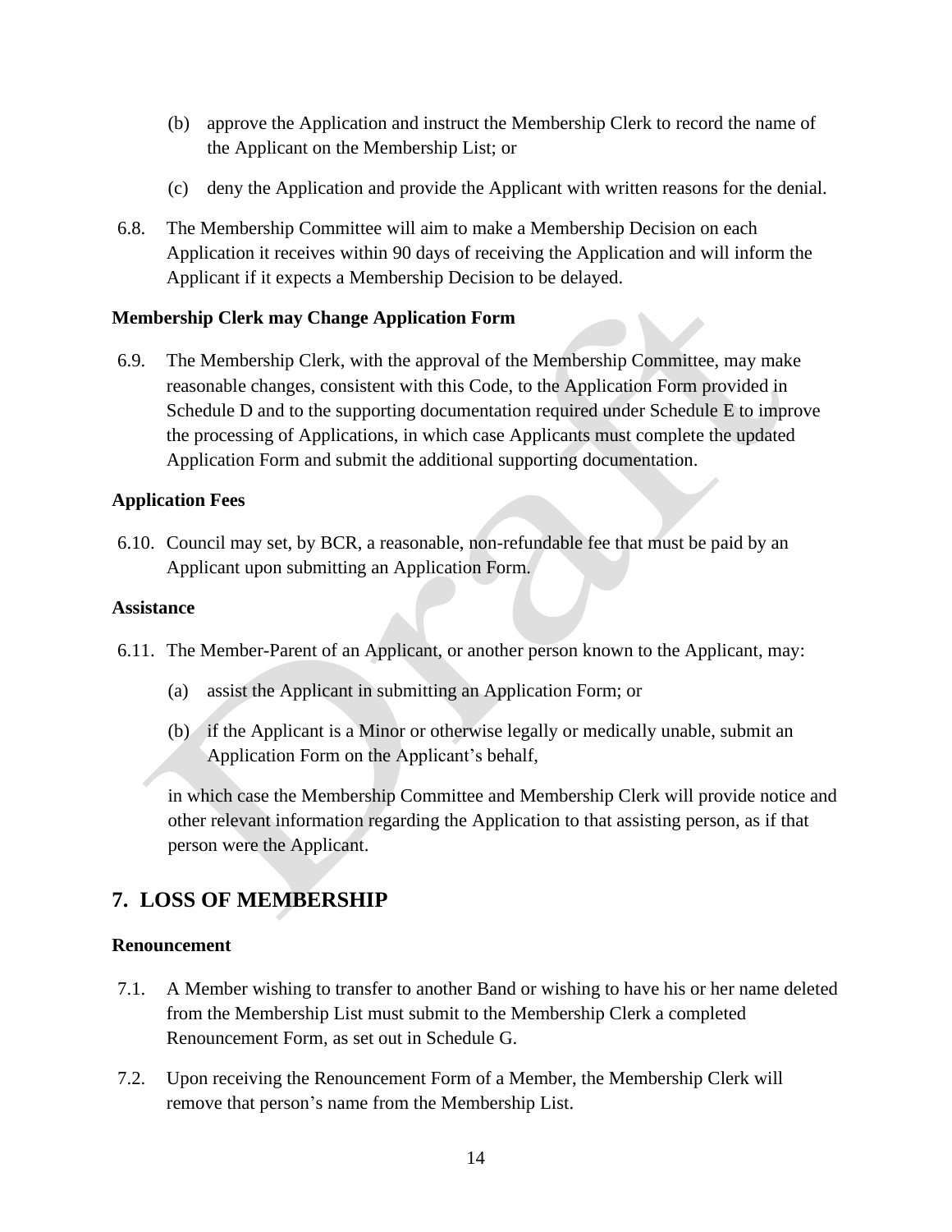(b) approve the Application and instruct the Membership Clerk to record the name of the Applicant on the Membership List; or

(c) deny the Application and provide the Applicant with written reasons for the denial.

6.8. The Membership Committee will aim to make a Membership Decision on each Application it receives within 90 days of receiving the Application and will inform the Applicant if it expects a Membership Decision to be delayed.

**Membership Clerk may Change Application Form**

6.9. The Membership Clerk, with the approval of the Membership Committee, may make reasonable changes, consistent with this Code, to the Application Form provided in Schedule D and to the supporting documentation required under Schedule E to improve the processing of Applications, in which case Applicants must complete the updated Application Form and submit the additional supporting documentation.

**Application Fees**

6.10. Council may set, by BCR, a reasonable, non-refundable fee that must be paid by an Applicant upon submitting an Application Form.

**Assistance**

6.11. The Member-Parent of an Applicant, or another person known to the Applicant, may:

(a) assist the Applicant in submitting an Application Form; or

(b) if the Applicant is a Minor or otherwise legally or medically unable, submit an Application Form on the Applicant's behalf,

in which case the Membership Committee and Membership Clerk will provide notice and other relevant information regarding the Application to that assisting person, as if that person were the Applicant.

## 7. LOSS OF MEMBERSHIP

**Renouncement**

7.1. A Member wishing to transfer to another Band or wishing to have his or her name deleted from the Membership List must submit to the Membership Clerk a completed Renouncement Form, as set out in Schedule G.

7.2. Upon receiving the Renouncement Form of a Member, the Membership Clerk will remove that person's name from the Membership List.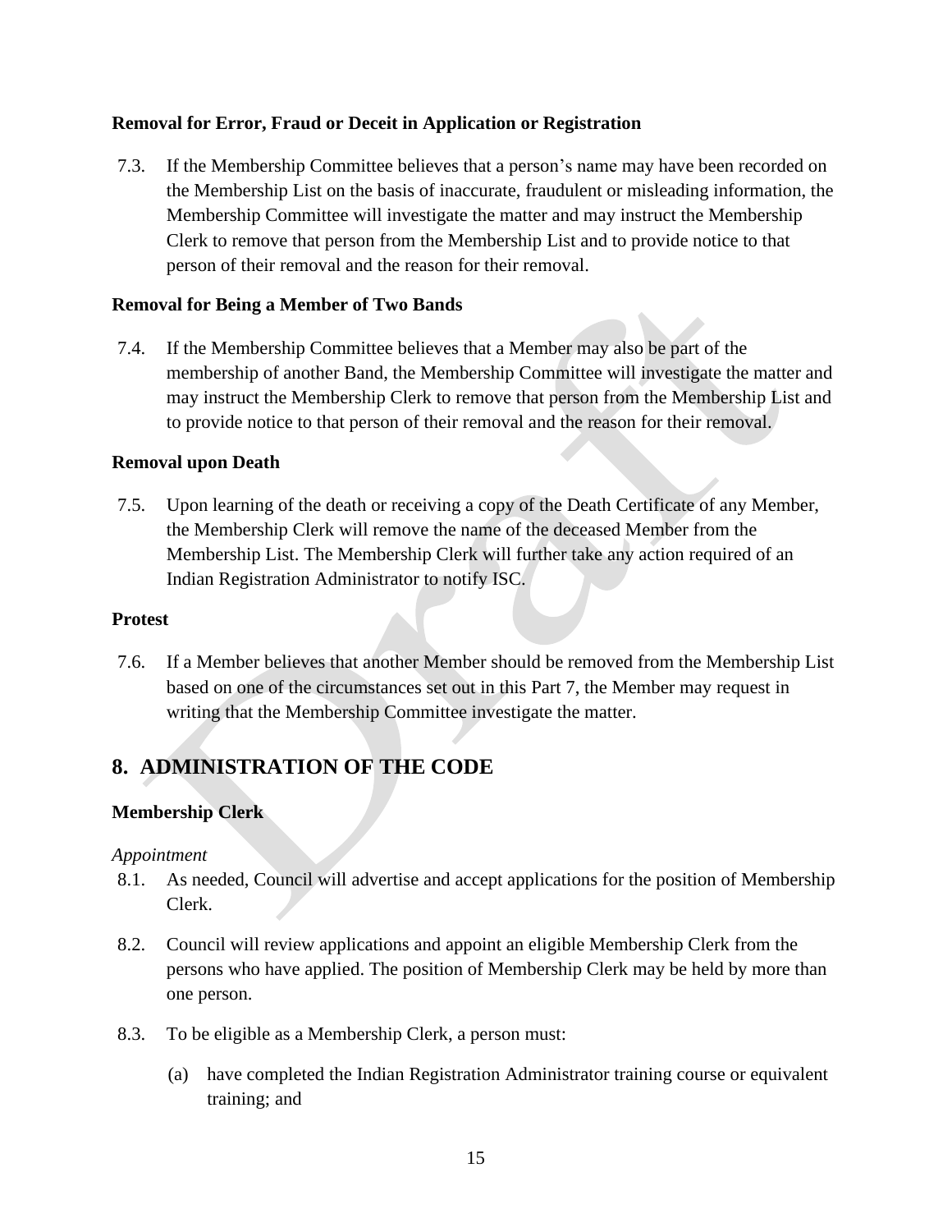**Removal for Error, Fraud or Deceit in Application or Registration**

7.3. If the Membership Committee believes that a person's name may have been recorded on the Membership List on the basis of inaccurate, fraudulent or misleading information, the Membership Committee will investigate the matter and may instruct the Membership Clerk to remove that person from the Membership List and to provide notice to that person of their removal and the reason for their removal.

**Removal for Being a Member of Two Bands**

7.4. If the Membership Committee believes that a Member may also be part of the membership of another Band, the Membership Committee will investigate the matter and may instruct the Membership Clerk to remove that person from the Membership List and to provide notice to that person of their removal and the reason for their removal.

**Removal upon Death**

7.5. Upon learning of the death or receiving a copy of the Death Certificate of any Member, the Membership Clerk will remove the name of the deceased Member from the Membership List. The Membership Clerk will further take any action required of an Indian Registration Administrator to notify ISC.

**Protest**

7.6. If a Member believes that another Member should be removed from the Membership List based on one of the circumstances set out in this Part 7, the Member may request in writing that the Membership Committee investigate the matter.

## 8. ADMINISTRATION OF THE CODE

**Membership Clerk**

*Appointment*

8.1. As needed, Council will advertise and accept applications for the position of Membership Clerk.

8.2. Council will review applications and appoint an eligible Membership Clerk from the persons who have applied. The position of Membership Clerk may be held by more than one person.

8.3. To be eligible as a Membership Clerk, a person must:

(a) have completed the Indian Registration Administrator training course or equivalent training; and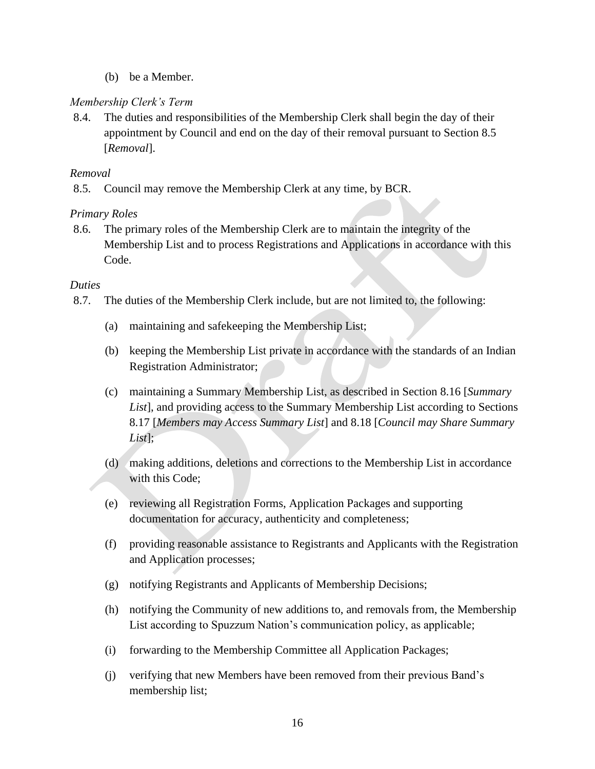(b) be a Member.

*Membership Clerk's Term*

8.4. The duties and responsibilities of the Membership Clerk shall begin the day of their appointment by Council and end on the day of their removal pursuant to Section 8.5 [*Removal*].

*Removal*

8.5. Council may remove the Membership Clerk at any time, by BCR.

*Primary Roles*

8.6. The primary roles of the Membership Clerk are to maintain the integrity of the Membership List and to process Registrations and Applications in accordance with this Code.

*Duties*

8.7. The duties of the Membership Clerk include, but are not limited to, the following:

(a) maintaining and safekeeping the Membership List;

(b) keeping the Membership List private in accordance with the standards of an Indian Registration Administrator;

(c) maintaining a Summary Membership List, as described in Section 8.16 [*Summary List*], and providing access to the Summary Membership List according to Sections 8.17 [*Members may Access Summary List*] and 8.18 [*Council may Share Summary List*];

(d) making additions, deletions and corrections to the Membership List in accordance with this Code;

(e) reviewing all Registration Forms, Application Packages and supporting documentation for accuracy, authenticity and completeness;

(f) providing reasonable assistance to Registrants and Applicants with the Registration and Application processes;

(g) notifying Registrants and Applicants of Membership Decisions;

(h) notifying the Community of new additions to, and removals from, the Membership List according to Spuzzum Nation's communication policy, as applicable;

(i) forwarding to the Membership Committee all Application Packages;

(j) verifying that new Members have been removed from their previous Band's membership list;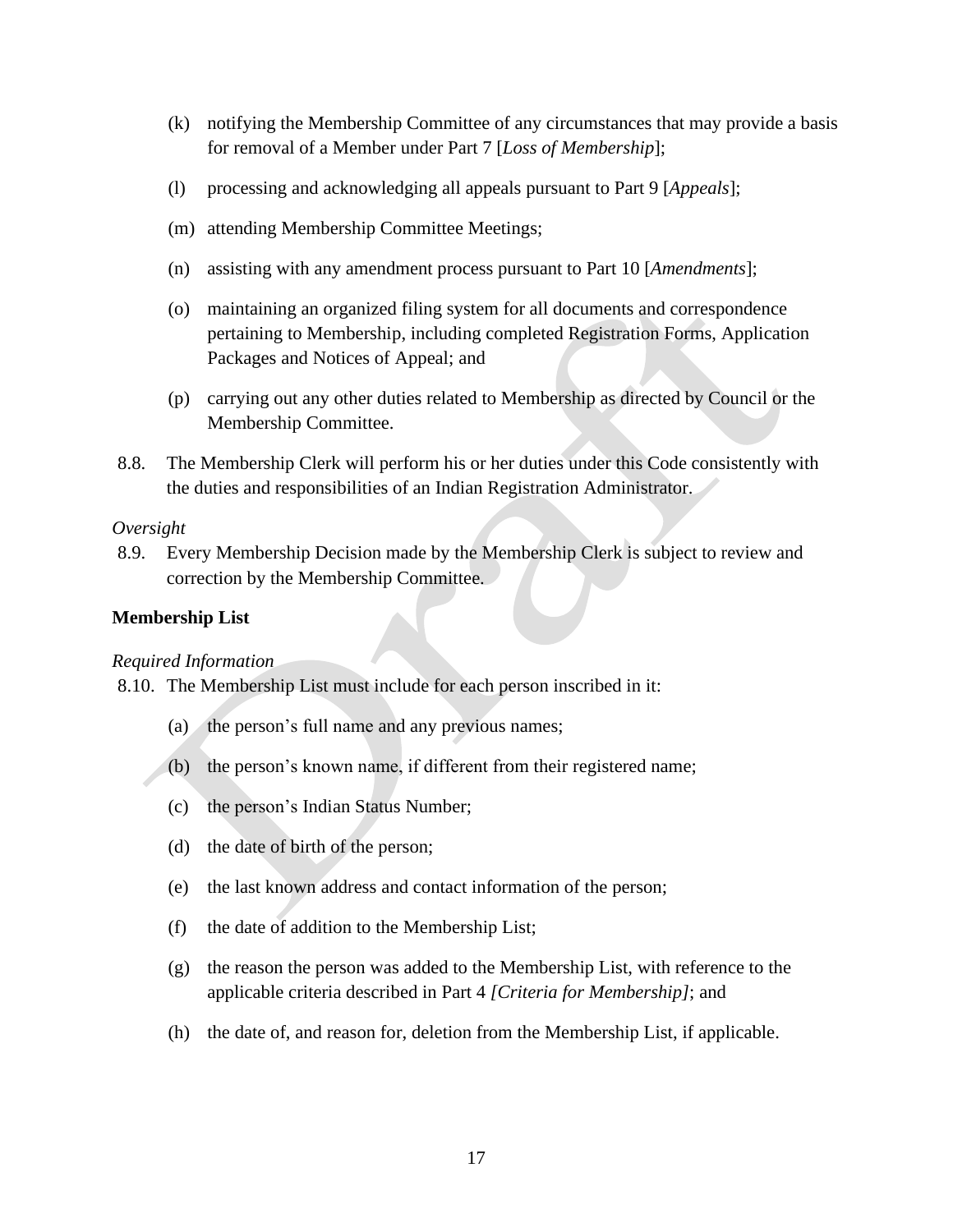(k) notifying the Membership Committee of any circumstances that may provide a basis for removal of a Member under Part 7 [*Loss of Membership*];

(l) processing and acknowledging all appeals pursuant to Part 9 [*Appeals*];

(m) attending Membership Committee Meetings;

(n) assisting with any amendment process pursuant to Part 10 [*Amendments*];

(o) maintaining an organized filing system for all documents and correspondence pertaining to Membership, including completed Registration Forms, Application Packages and Notices of Appeal; and

(p) carrying out any other duties related to Membership as directed by Council or the Membership Committee.

8.8. The Membership Clerk will perform his or her duties under this Code consistently with the duties and responsibilities of an Indian Registration Administrator.

*Oversight*

8.9. Every Membership Decision made by the Membership Clerk is subject to review and correction by the Membership Committee.

**Membership List**

*Required Information*

8.10. The Membership List must include for each person inscribed in it:

(a) the person's full name and any previous names;

(b) the person's known name, if different from their registered name;

(c) the person's Indian Status Number;

(d) the date of birth of the person;

(e) the last known address and contact information of the person;

(f) the date of addition to the Membership List;

(g) the reason the person was added to the Membership List, with reference to the applicable criteria described in Part 4 *[Criteria for Membership]*; and

(h) the date of, and reason for, deletion from the Membership List, if applicable.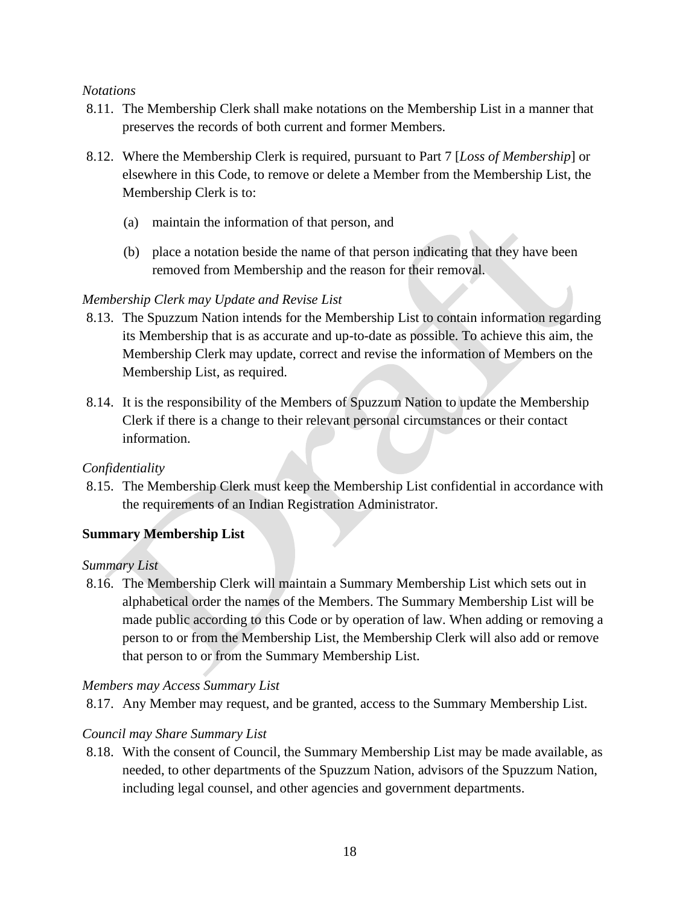*Notations*

8.11. The Membership Clerk shall make notations on the Membership List in a manner that preserves the records of both current and former Members.

8.12. Where the Membership Clerk is required, pursuant to Part 7 [*Loss of Membership*] or elsewhere in this Code, to remove or delete a Member from the Membership List, the Membership Clerk is to:

(a) maintain the information of that person, and

(b) place a notation beside the name of that person indicating that they have been removed from Membership and the reason for their removal.

*Membership Clerk may Update and Revise List*

8.13. The Spuzzum Nation intends for the Membership List to contain information regarding its Membership that is as accurate and up-to-date as possible. To achieve this aim, the Membership Clerk may update, correct and revise the information of Members on the Membership List, as required.

8.14. It is the responsibility of the Members of Spuzzum Nation to update the Membership Clerk if there is a change to their relevant personal circumstances or their contact information.

*Confidentiality*

8.15. The Membership Clerk must keep the Membership List confidential in accordance with the requirements of an Indian Registration Administrator.

**Summary Membership List**

*Summary List*

8.16. The Membership Clerk will maintain a Summary Membership List which sets out in alphabetical order the names of the Members. The Summary Membership List will be made public according to this Code or by operation of law. When adding or removing a person to or from the Membership List, the Membership Clerk will also add or remove that person to or from the Summary Membership List.

*Members may Access Summary List*

8.17. Any Member may request, and be granted, access to the Summary Membership List.

*Council may Share Summary List*

8.18. With the consent of Council, the Summary Membership List may be made available, as needed, to other departments of the Spuzzum Nation, advisors of the Spuzzum Nation, including legal counsel, and other agencies and government departments.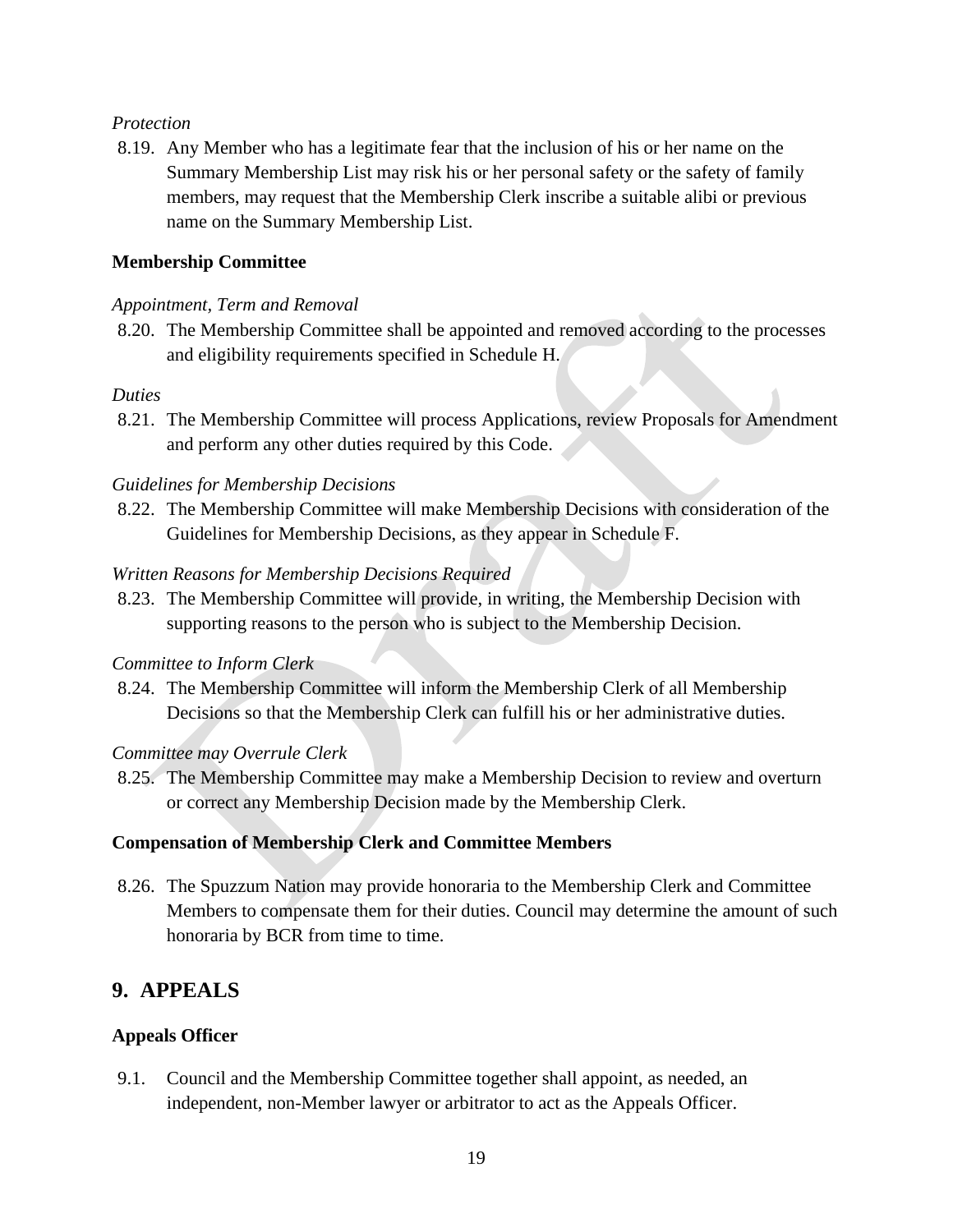*Protection*

8.19. Any Member who has a legitimate fear that the inclusion of his or her name on the Summary Membership List may risk his or her personal safety or the safety of family members, may request that the Membership Clerk inscribe a suitable alibi or previous name on the Summary Membership List.

**Membership Committee**

*Appointment, Term and Removal*

8.20. The Membership Committee shall be appointed and removed according to the processes and eligibility requirements specified in Schedule H.

*Duties*

8.21. The Membership Committee will process Applications, review Proposals for Amendment and perform any other duties required by this Code.

*Guidelines for Membership Decisions*

8.22. The Membership Committee will make Membership Decisions with consideration of the Guidelines for Membership Decisions, as they appear in Schedule F.

*Written Reasons for Membership Decisions Required*

8.23. The Membership Committee will provide, in writing, the Membership Decision with supporting reasons to the person who is subject to the Membership Decision.

*Committee to Inform Clerk*

8.24. The Membership Committee will inform the Membership Clerk of all Membership Decisions so that the Membership Clerk can fulfill his or her administrative duties.

*Committee may Overrule Clerk*

8.25. The Membership Committee may make a Membership Decision to review and overturn or correct any Membership Decision made by the Membership Clerk.

**Compensation of Membership Clerk and Committee Members**

8.26. The Spuzzum Nation may provide honoraria to the Membership Clerk and Committee Members to compensate them for their duties. Council may determine the amount of such honoraria by BCR from time to time.

## 9. APPEALS

**Appeals Officer**

9.1. Council and the Membership Committee together shall appoint, as needed, an independent, non-Member lawyer or arbitrator to act as the Appeals Officer.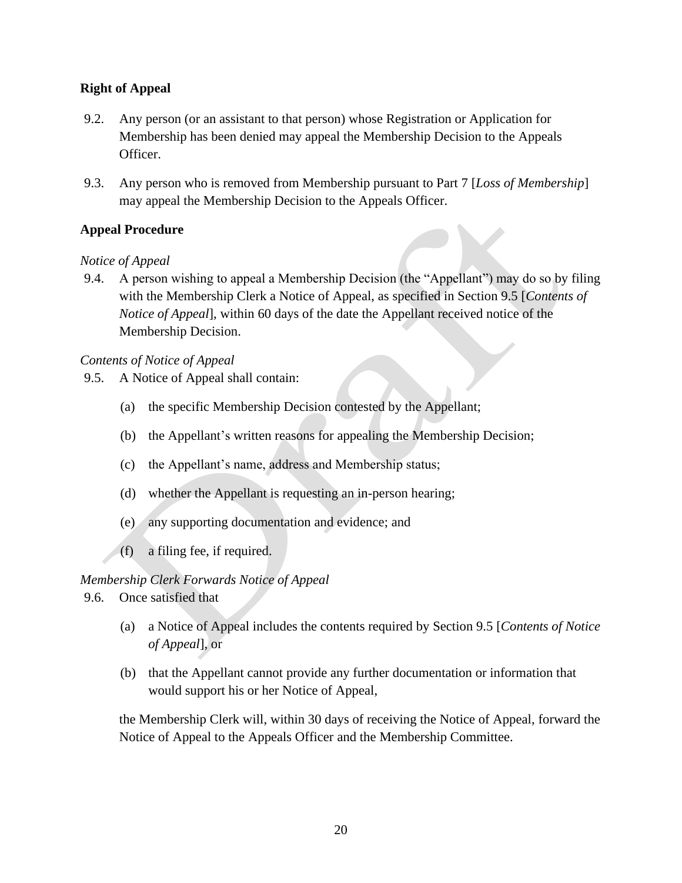**Right of Appeal**

9.2. Any person (or an assistant to that person) whose Registration or Application for Membership has been denied may appeal the Membership Decision to the Appeals Officer.

9.3. Any person who is removed from Membership pursuant to Part 7 [*Loss of Membership*] may appeal the Membership Decision to the Appeals Officer.

**Appeal Procedure**

*Notice of Appeal*

9.4. A person wishing to appeal a Membership Decision (the "Appellant") may do so by filing with the Membership Clerk a Notice of Appeal, as specified in Section 9.5 [*Contents of Notice of Appeal*], within 60 days of the date the Appellant received notice of the Membership Decision.

*Contents of Notice of Appeal*

9.5. A Notice of Appeal shall contain:

(a) the specific Membership Decision contested by the Appellant;

(b) the Appellant's written reasons for appealing the Membership Decision;

(c) the Appellant's name, address and Membership status;

(d) whether the Appellant is requesting an in-person hearing;

(e) any supporting documentation and evidence; and

(f) a filing fee, if required.

*Membership Clerk Forwards Notice of Appeal*

9.6. Once satisfied that

(a) a Notice of Appeal includes the contents required by Section 9.5 [*Contents of Notice of Appeal*], or

(b) that the Appellant cannot provide any further documentation or information that would support his or her Notice of Appeal,

the Membership Clerk will, within 30 days of receiving the Notice of Appeal, forward the Notice of Appeal to the Appeals Officer and the Membership Committee.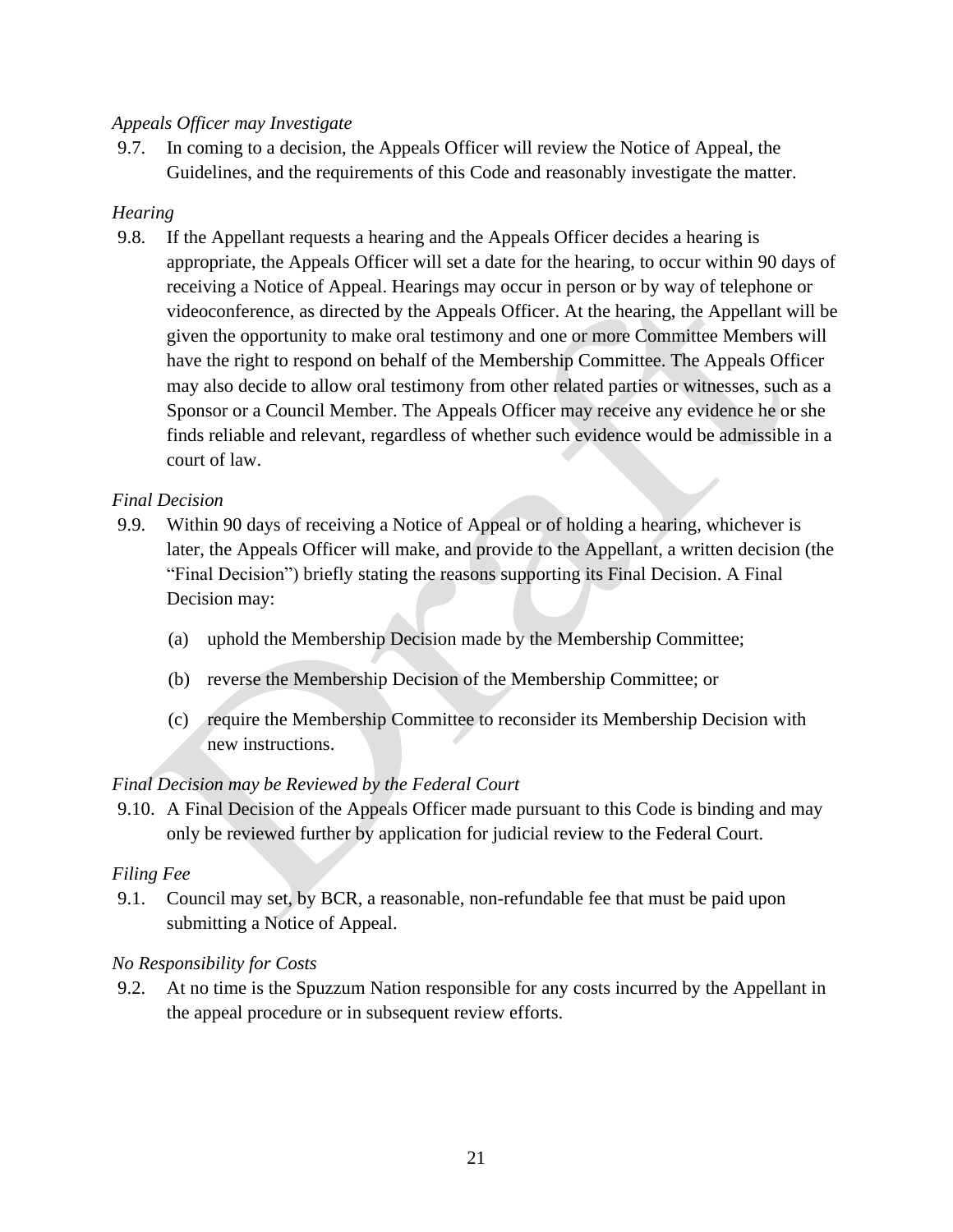*Appeals Officer may Investigate*

9.7. In coming to a decision, the Appeals Officer will review the Notice of Appeal, the Guidelines, and the requirements of this Code and reasonably investigate the matter.

*Hearing*

9.8. If the Appellant requests a hearing and the Appeals Officer decides a hearing is appropriate, the Appeals Officer will set a date for the hearing, to occur within 90 days of receiving a Notice of Appeal. Hearings may occur in person or by way of telephone or videoconference, as directed by the Appeals Officer. At the hearing, the Appellant will be given the opportunity to make oral testimony and one or more Committee Members will have the right to respond on behalf of the Membership Committee. The Appeals Officer may also decide to allow oral testimony from other related parties or witnesses, such as a Sponsor or a Council Member. The Appeals Officer may receive any evidence he or she finds reliable and relevant, regardless of whether such evidence would be admissible in a court of law.

*Final Decision*

9.9. Within 90 days of receiving a Notice of Appeal or of holding a hearing, whichever is later, the Appeals Officer will make, and provide to the Appellant, a written decision (the "Final Decision") briefly stating the reasons supporting its Final Decision. A Final Decision may:

(a) uphold the Membership Decision made by the Membership Committee;

(b) reverse the Membership Decision of the Membership Committee; or

(c) require the Membership Committee to reconsider its Membership Decision with new instructions.

*Final Decision may be Reviewed by the Federal Court*

9.10. A Final Decision of the Appeals Officer made pursuant to this Code is binding and may only be reviewed further by application for judicial review to the Federal Court.

*Filing Fee*

9.1. Council may set, by BCR, a reasonable, non-refundable fee that must be paid upon submitting a Notice of Appeal.

*No Responsibility for Costs*

9.2. At no time is the Spuzzum Nation responsible for any costs incurred by the Appellant in the appeal procedure or in subsequent review efforts.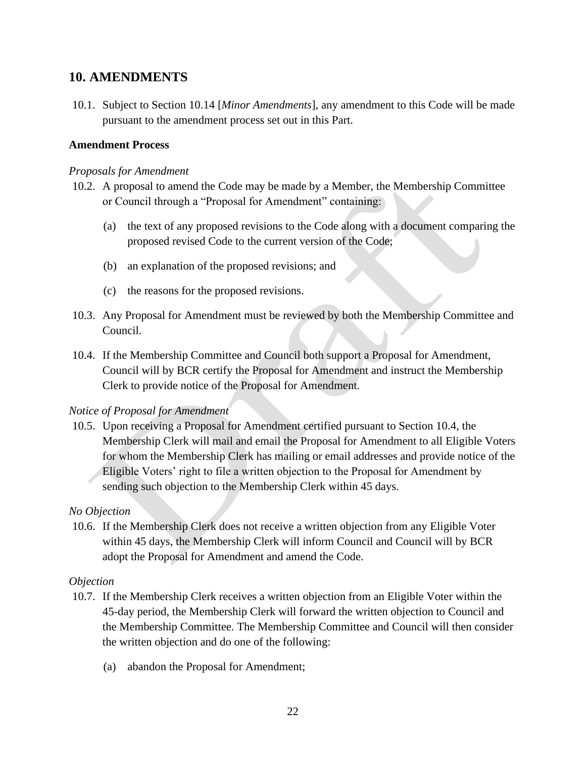## 10. AMENDMENTS

10.1. Subject to Section 10.14 [*Minor Amendments*], any amendment to this Code will be made pursuant to the amendment process set out in this Part.

**Amendment Process**

*Proposals for Amendment*

10.2. A proposal to amend the Code may be made by a Member, the Membership Committee or Council through a "Proposal for Amendment" containing:

(a) the text of any proposed revisions to the Code along with a document comparing the proposed revised Code to the current version of the Code;

(b) an explanation of the proposed revisions; and

(c) the reasons for the proposed revisions.

10.3. Any Proposal for Amendment must be reviewed by both the Membership Committee and Council.

10.4. If the Membership Committee and Council both support a Proposal for Amendment, Council will by BCR certify the Proposal for Amendment and instruct the Membership Clerk to provide notice of the Proposal for Amendment.

*Notice of Proposal for Amendment*

10.5. Upon receiving a Proposal for Amendment certified pursuant to Section 10.4, the Membership Clerk will mail and email the Proposal for Amendment to all Eligible Voters for whom the Membership Clerk has mailing or email addresses and provide notice of the Eligible Voters' right to file a written objection to the Proposal for Amendment by sending such objection to the Membership Clerk within 45 days.

*No Objection*

10.6. If the Membership Clerk does not receive a written objection from any Eligible Voter within 45 days, the Membership Clerk will inform Council and Council will by BCR adopt the Proposal for Amendment and amend the Code.

*Objection*

10.7. If the Membership Clerk receives a written objection from an Eligible Voter within the 45-day period, the Membership Clerk will forward the written objection to Council and the Membership Committee. The Membership Committee and Council will then consider the written objection and do one of the following:

(a) abandon the Proposal for Amendment;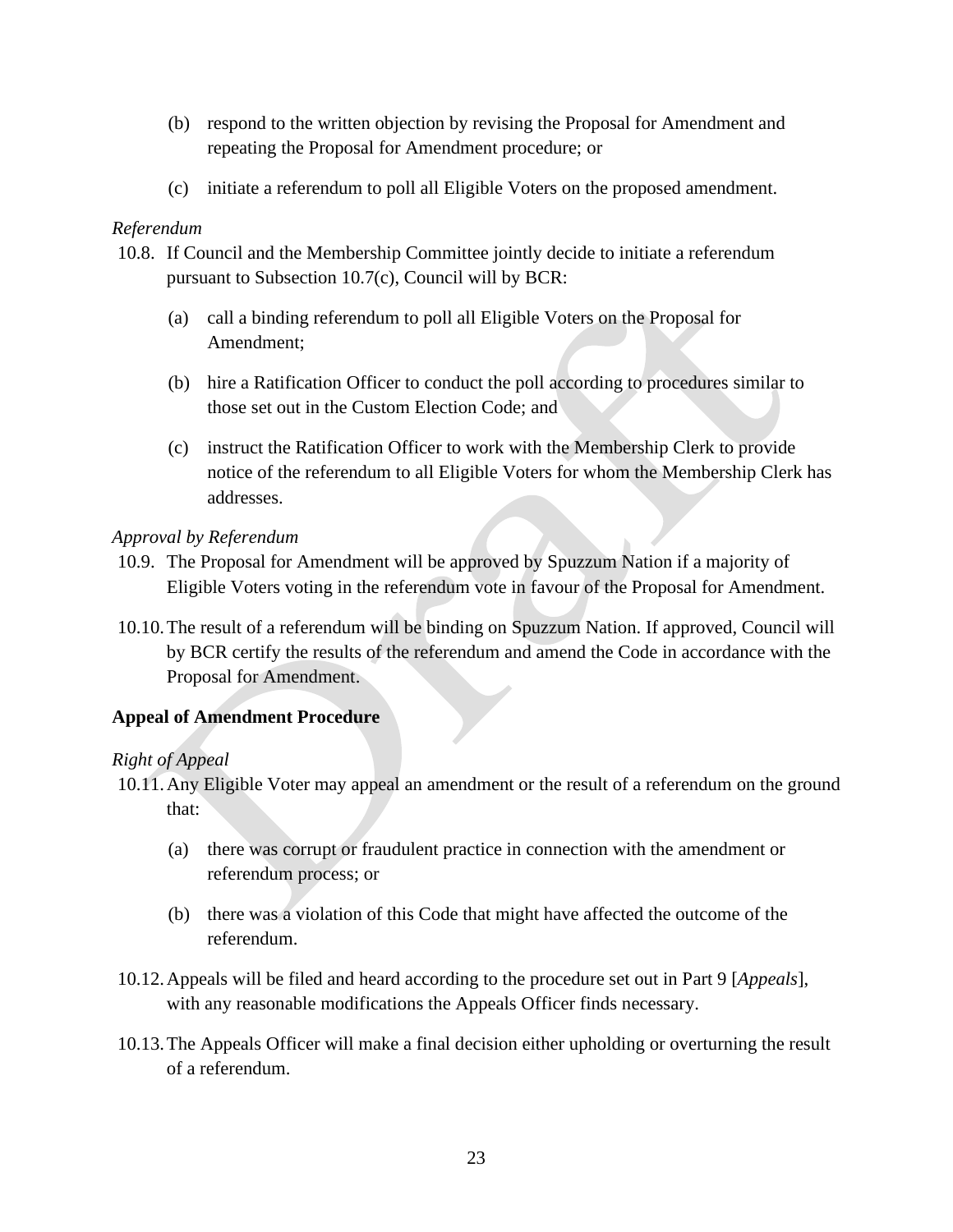(b) respond to the written objection by revising the Proposal for Amendment and repeating the Proposal for Amendment procedure; or

(c) initiate a referendum to poll all Eligible Voters on the proposed amendment.

*Referendum*

10.8. If Council and the Membership Committee jointly decide to initiate a referendum pursuant to Subsection 10.7(c), Council will by BCR:

(a) call a binding referendum to poll all Eligible Voters on the Proposal for Amendment;

(b) hire a Ratification Officer to conduct the poll according to procedures similar to those set out in the Custom Election Code; and

(c) instruct the Ratification Officer to work with the Membership Clerk to provide notice of the referendum to all Eligible Voters for whom the Membership Clerk has addresses.

*Approval by Referendum*

10.9. The Proposal for Amendment will be approved by Spuzzum Nation if a majority of Eligible Voters voting in the referendum vote in favour of the Proposal for Amendment.

10.10. The result of a referendum will be binding on Spuzzum Nation. If approved, Council will by BCR certify the results of the referendum and amend the Code in accordance with the Proposal for Amendment.

**Appeal of Amendment Procedure**

*Right of Appeal*

10.11. Any Eligible Voter may appeal an amendment or the result of a referendum on the ground that:

(a) there was corrupt or fraudulent practice in connection with the amendment or referendum process; or

(b) there was a violation of this Code that might have affected the outcome of the referendum.

10.12. Appeals will be filed and heard according to the procedure set out in Part 9 [*Appeals*], with any reasonable modifications the Appeals Officer finds necessary.

10.13. The Appeals Officer will make a final decision either upholding or overturning the result of a referendum.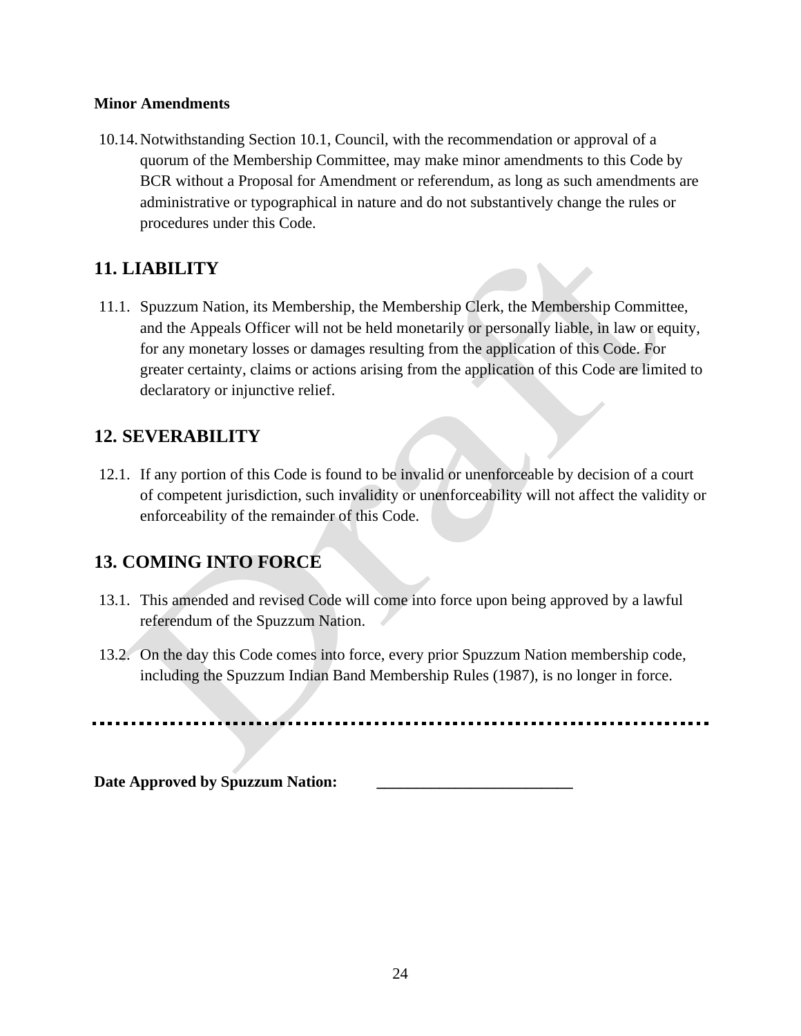**Minor Amendments**

10.14. Notwithstanding Section 10.1, Council, with the recommendation or approval of a quorum of the Membership Committee, may make minor amendments to this Code by BCR without a Proposal for Amendment or referendum, as long as such amendments are administrative or typographical in nature and do not substantively change the rules or procedures under this Code.

## 11. LIABILITY

11.1. Spuzzum Nation, its Membership, the Membership Clerk, the Membership Committee, and the Appeals Officer will not be held monetarily or personally liable, in law or equity, for any monetary losses or damages resulting from the application of this Code. For greater certainty, claims or actions arising from the application of this Code are limited to declaratory or injunctive relief.

## 12. SEVERABILITY

12.1. If any portion of this Code is found to be invalid or unenforceable by decision of a court of competent jurisdiction, such invalidity or unenforceability will not affect the validity or enforceability of the remainder of this Code.

## 13. COMING INTO FORCE

13.1. This amended and revised Code will come into force upon being approved by a lawful referendum of the Spuzzum Nation.

13.2. On the day this Code comes into force, every prior Spuzzum Nation membership code, including the Spuzzum Indian Band Membership Rules (1987), is no longer in force.

---

**Date Approved by Spuzzum Nation:** ________________________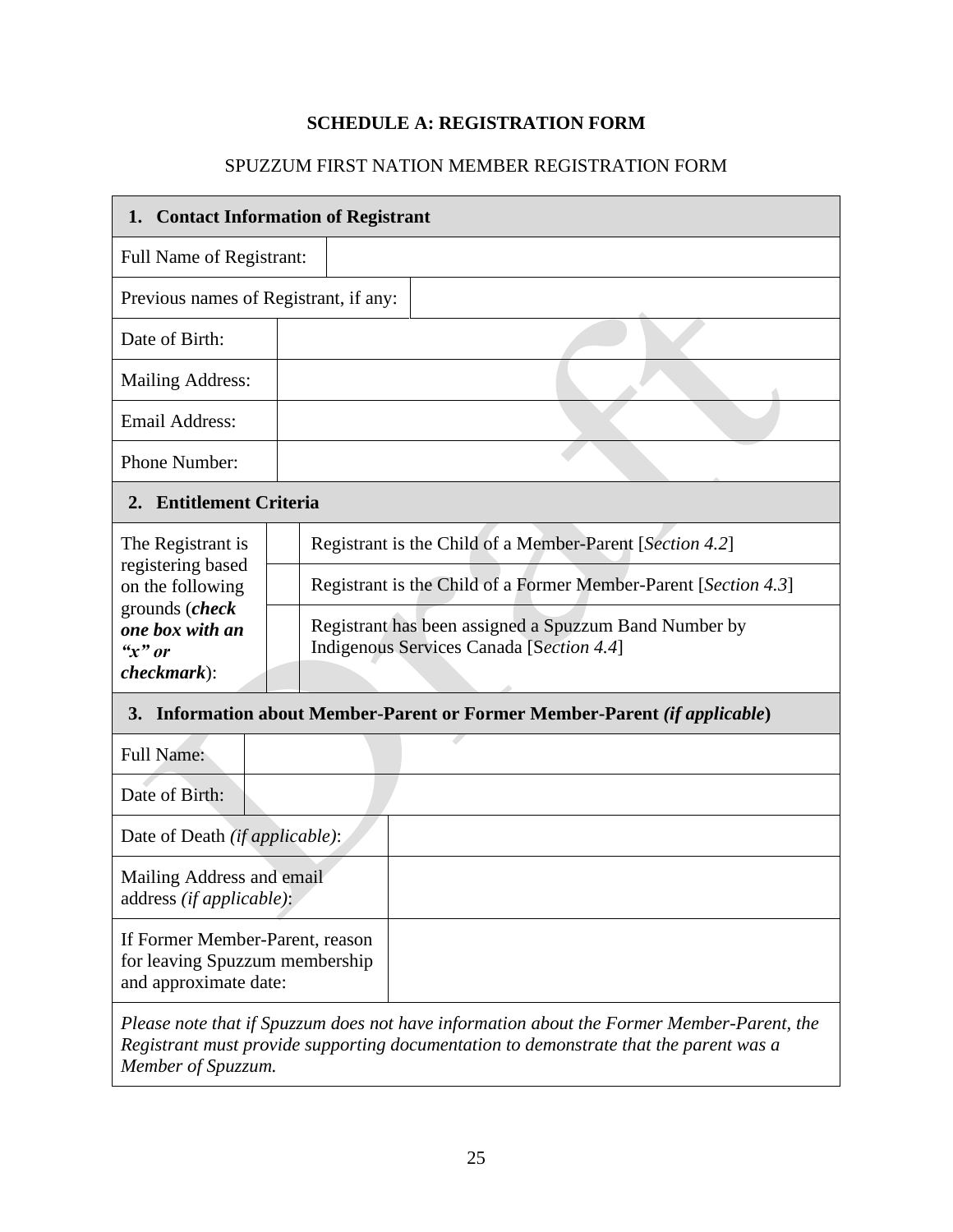**SCHEDULE A: REGISTRATION FORM**

SPUZZUM FIRST NATION MEMBER REGISTRATION FORM

| **1. Contact Information of Registrant** | |
|---|---|
| Full Name of Registrant: | |
| Previous names of Registrant, if any: | |
| Date of Birth: | |
| Mailing Address: | |
| Email Address: | |
| Phone Number: | |

| **2. Entitlement Criteria** | | |
|---|---|---|
| The Registrant is registering based on the following grounds (***check one box with an "x" or checkmark***): | | Registrant is the Child of a Member-Parent [*Section 4.2*] |
| | | Registrant is the Child of a Former Member-Parent [*Section 4.3*] |
| | | Registrant has been assigned a Spuzzum Band Number by Indigenous Services Canada [S*ection 4.4*] |

| **3. Information about Member-Parent or Former Member-Parent *(if applicable*)** | |
|---|---|
| Full Name: | |
| Date of Birth: | |
| Date of Death *(if applicable)*: | |
| Mailing Address and email address *(if applicable)*: | |
| If Former Member-Parent, reason for leaving Spuzzum membership and approximate date: | |

*Please note that if Spuzzum does not have information about the Former Member-Parent, the Registrant must provide supporting documentation to demonstrate that the parent was a Member of Spuzzum.*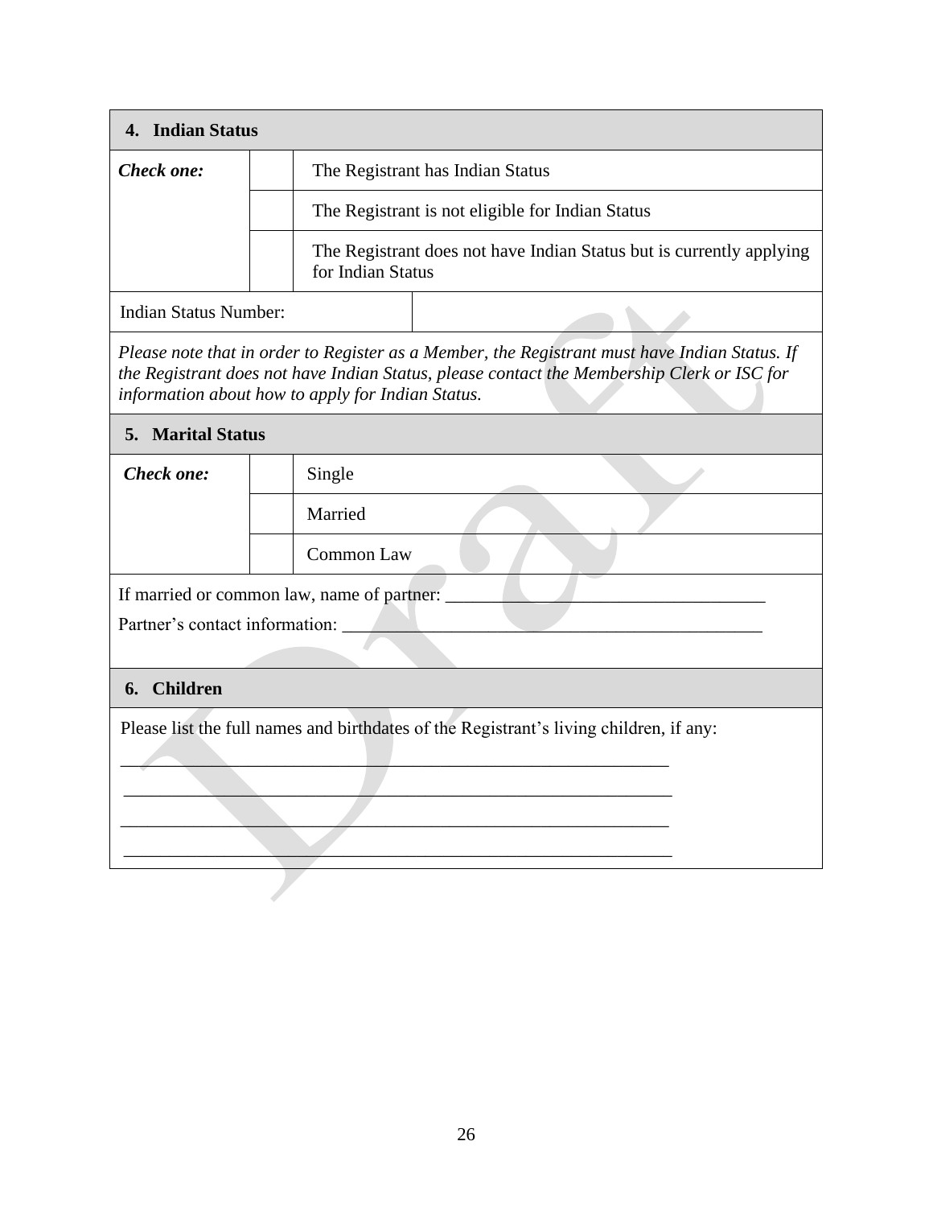## 4. Indian Status

| *Check one:* | | The Registrant has Indian Status |
|---|---|---|
| | | The Registrant is not eligible for Indian Status |
| | | The Registrant does not have Indian Status but is currently applying for Indian Status |

| Indian Status Number: | |
|---|---|

*Please note that in order to Register as a Member, the Registrant must have Indian Status. If the Registrant does not have Indian Status, please contact the Membership Clerk or ISC for information about how to apply for Indian Status.*

## 5. Marital Status

| *Check one:* | | Single |
|---|---|---|
| | | Married |
| | | Common Law |

If married or common law, name of partner: ___________________________________

Partner's contact information: _____________________________________________

## 6. Children

Please list the full names and birthdates of the Registrant's living children, if any:

_____________________________________________________________

_____________________________________________________________

_____________________________________________________________

_____________________________________________________________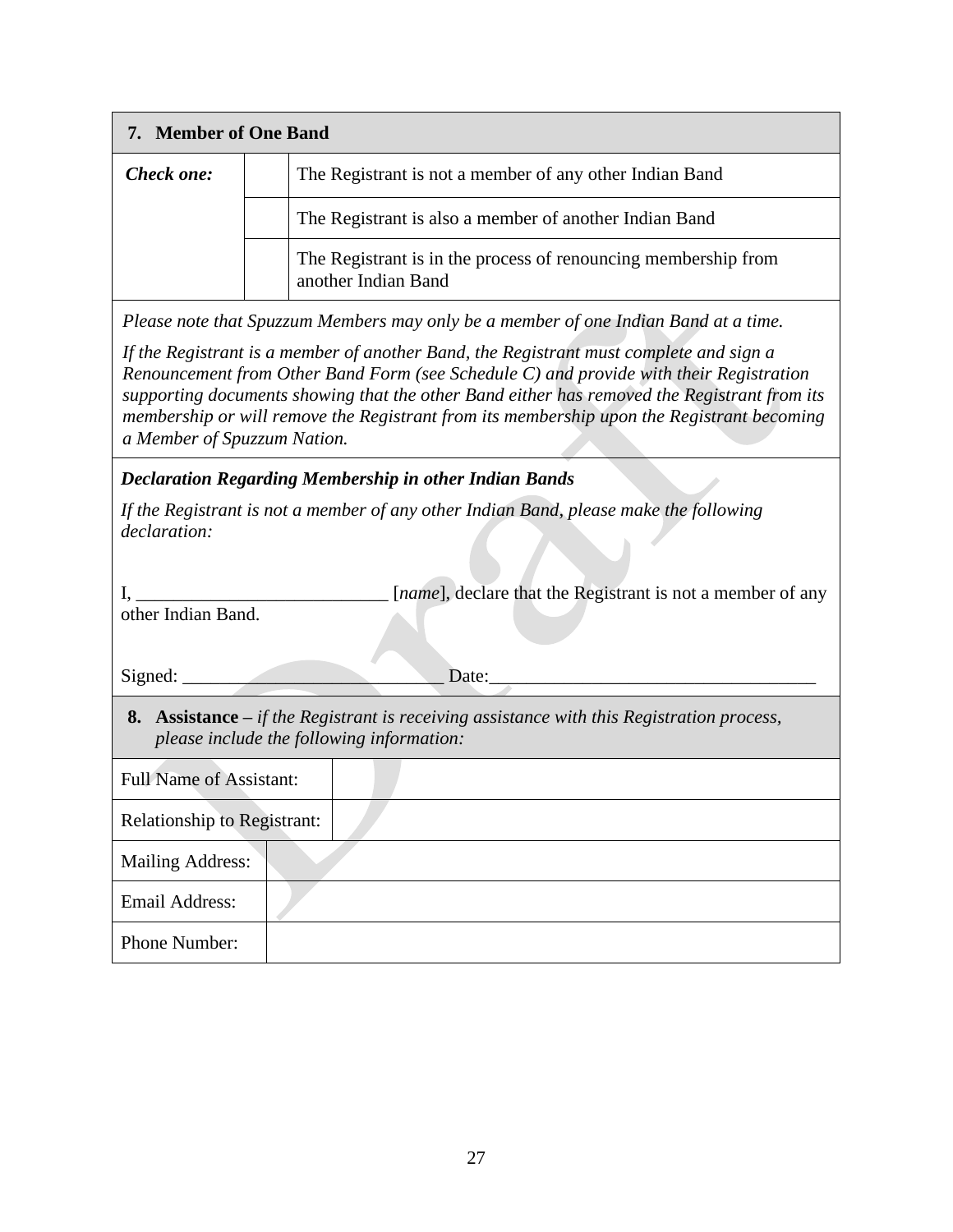| **7. Member of One Band** | | |
|---|---|---|
| ***Check one:*** | | The Registrant is not a member of any other Indian Band |
| | | The Registrant is also a member of another Indian Band |
| | | The Registrant is in the process of renouncing membership from another Indian Band |

*Please note that Spuzzum Members may only be a member of one Indian Band at a time.*

*If the Registrant is a member of another Band, the Registrant must complete and sign a Renouncement from Other Band Form (see Schedule C) and provide with their Registration supporting documents showing that the other Band either has removed the Registrant from its membership or will remove the Registrant from its membership upon the Registrant becoming a Member of Spuzzum Nation.*

***Declaration Regarding Membership in other Indian Bands***

*If the Registrant is not a member of any other Indian Band, please make the following declaration:*

I, ___________________________ [*name*], declare that the Registrant is not a member of any other Indian Band.

Signed: ____________________________ Date:___________________________________

**8. Assistance** – *if the Registrant is receiving assistance with this Registration process, please include the following information:*

| | |
|---|---|
| Full Name of Assistant: | |
| Relationship to Registrant: | |
| Mailing Address: | |
| Email Address: | |
| Phone Number: | |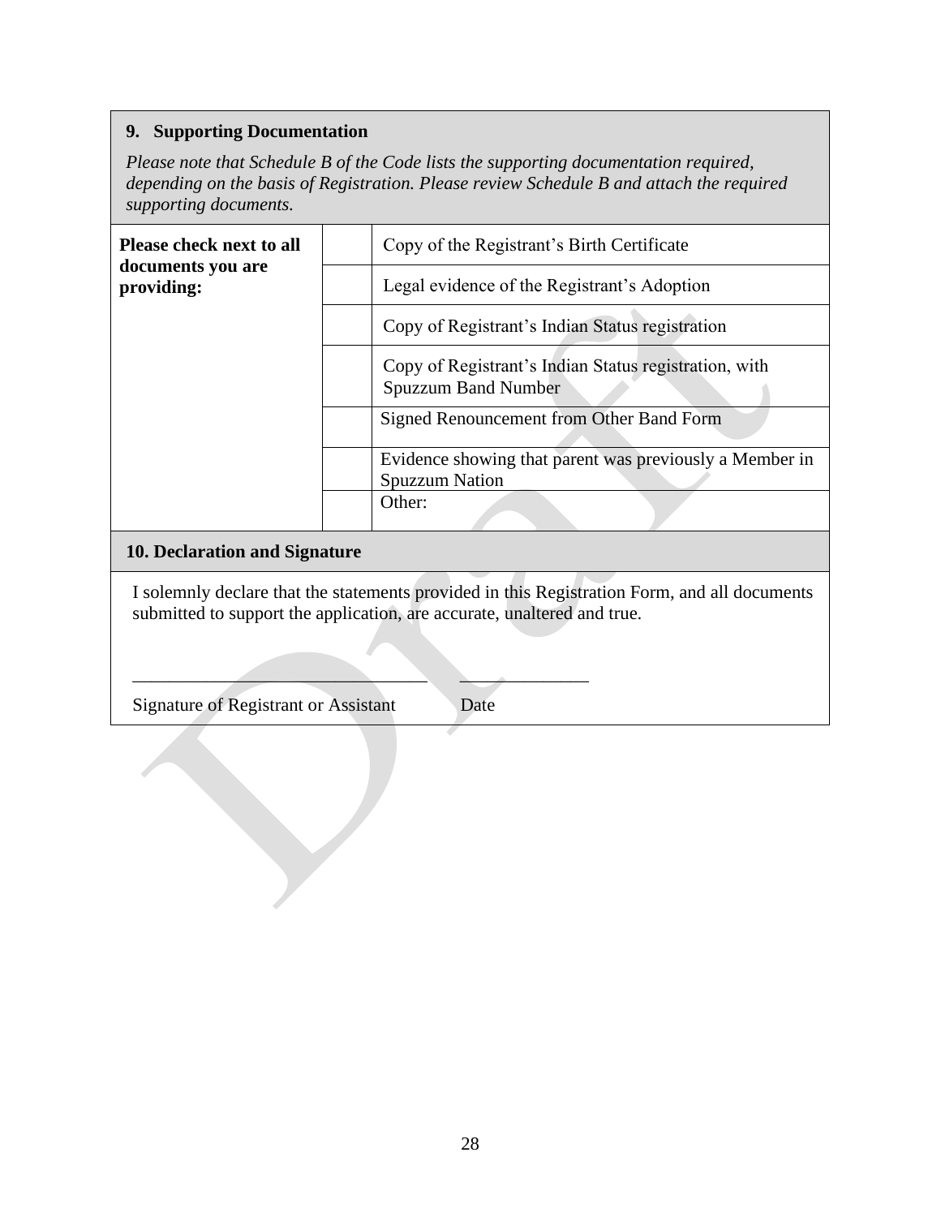## 9. Supporting Documentation

*Please note that Schedule B of the Code lists the supporting documentation required, depending on the basis of Registration. Please review Schedule B and attach the required supporting documents.*

| Please check next to all documents you are providing: | | |
|---|---|---|
| | | Copy of the Registrant's Birth Certificate |
| | | Legal evidence of the Registrant's Adoption |
| | | Copy of Registrant's Indian Status registration |
| | | Copy of Registrant's Indian Status registration, with Spuzzum Band Number |
| | | Signed Renouncement from Other Band Form |
| | | Evidence showing that parent was previously a Member in Spuzzum Nation |
| | | Other: |

## 10. Declaration and Signature

I solemnly declare that the statements provided in this Registration Form, and all documents submitted to support the application, are accurate, unaltered and true.

_______________________________ ______________

Signature of Registrant or Assistant Date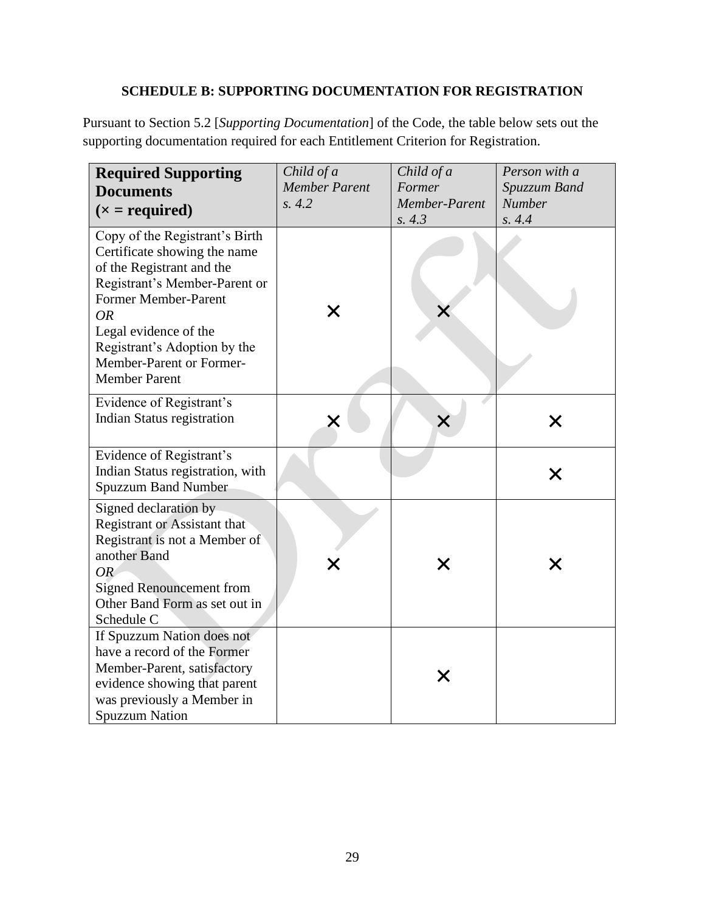**SCHEDULE B: SUPPORTING DOCUMENTATION FOR REGISTRATION**

Pursuant to Section 5.2 [*Supporting Documentation*] of the Code, the table below sets out the supporting documentation required for each Entitlement Criterion for Registration.

| **Required Supporting Documents (× = required)** | *Child of a Member Parent s. 4.2* | *Child of a Former Member-Parent s. 4.3* | *Person with a Spuzzum Band Number s. 4.4* |
|---|---|---|---|
| Copy of the Registrant's Birth Certificate showing the name of the Registrant and the Registrant's Member-Parent or Former Member-Parent *OR* Legal evidence of the Registrant's Adoption by the Member-Parent or Former-Member Parent | × | × | |
| Evidence of Registrant's Indian Status registration | × | × | × |
| Evidence of Registrant's Indian Status registration, with Spuzzum Band Number | | | × |
| Signed declaration by Registrant or Assistant that Registrant is not a Member of another Band *OR* Signed Renouncement from Other Band Form as set out in Schedule C | × | × | × |
| If Spuzzum Nation does not have a record of the Former Member-Parent, satisfactory evidence showing that parent was previously a Member in Spuzzum Nation | | × | |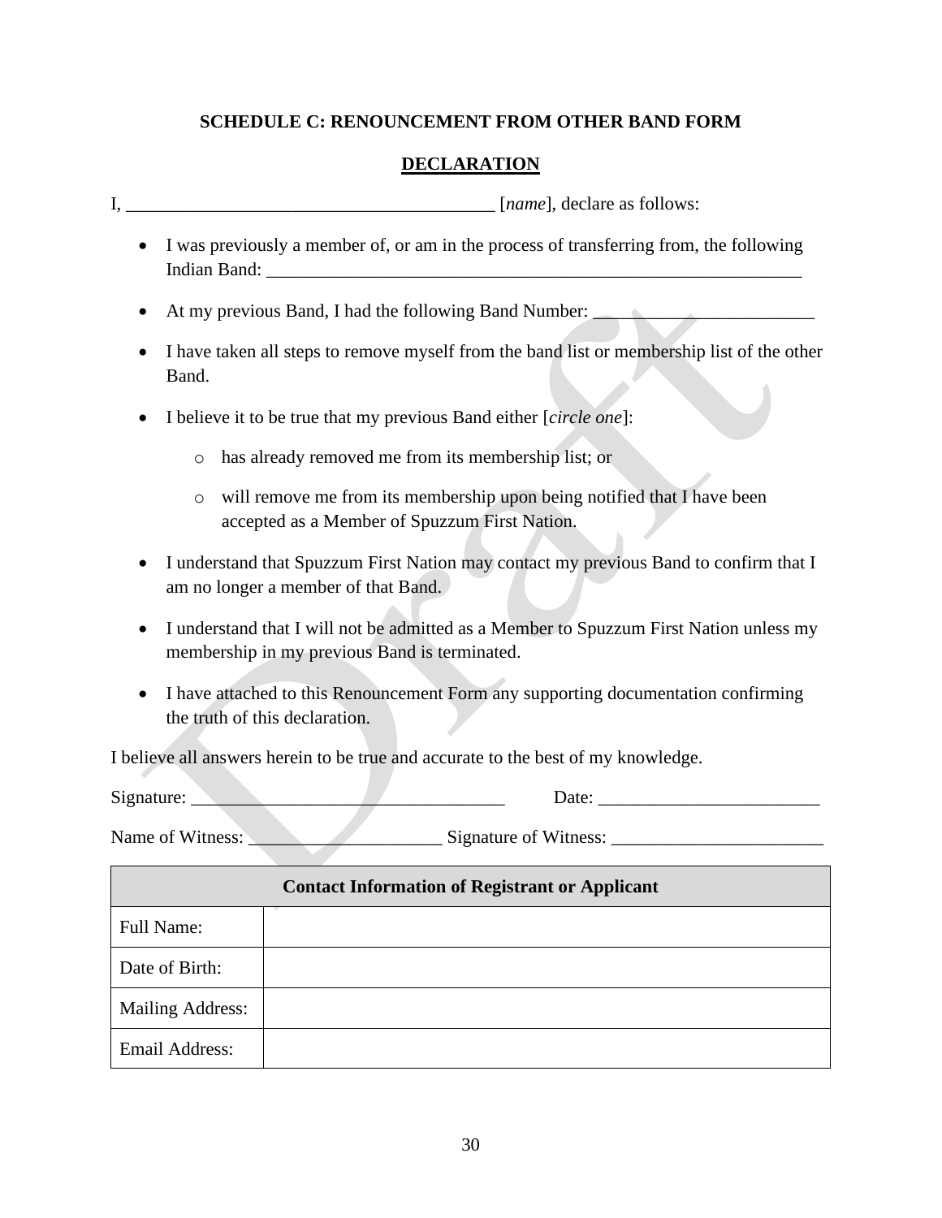**SCHEDULE C: RENOUNCEMENT FROM OTHER BAND FORM**

**DECLARATION**

I, ________________________________________ [*name*], declare as follows:

- I was previously a member of, or am in the process of transferring from, the following Indian Band: ___________________________________________________________
- At my previous Band, I had the following Band Number: ________________________
- I have taken all steps to remove myself from the band list or membership list of the other Band.
- I believe it to be true that my previous Band either [*circle one*]:
  - has already removed me from its membership list; or
  - will remove me from its membership upon being notified that I have been accepted as a Member of Spuzzum First Nation.
- I understand that Spuzzum First Nation may contact my previous Band to confirm that I am no longer a member of that Band.
- I understand that I will not be admitted as a Member to Spuzzum First Nation unless my membership in my previous Band is terminated.
- I have attached to this Renouncement Form any supporting documentation confirming the truth of this declaration.

I believe all answers herein to be true and accurate to the best of my knowledge.

Signature: ___________________________________ Date: ________________________

Name of Witness: _____________________ Signature of Witness: _______________________

| Contact Information of Registrant or Applicant | |
|---|---|
| Full Name: | |
| Date of Birth: | |
| Mailing Address: | |
| Email Address: | |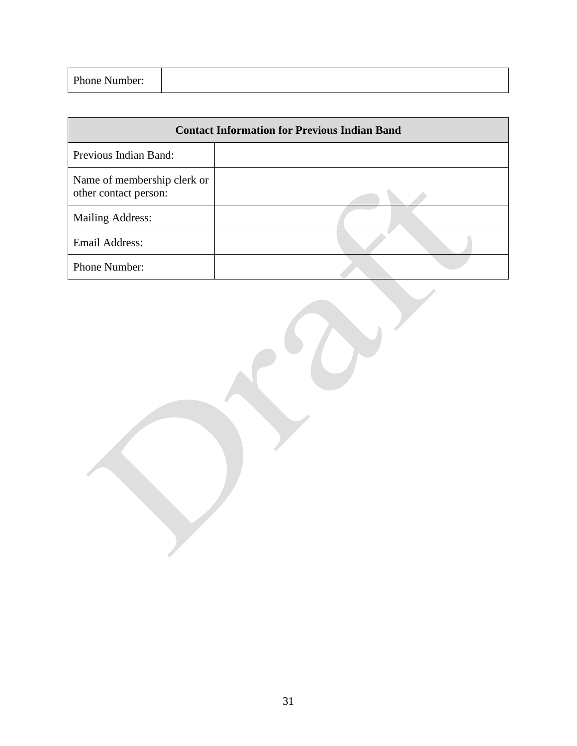| Phone Number: | |
|---|---|

| Contact Information for Previous Indian Band | |
|---|---|
| Previous Indian Band: | |
| Name of membership clerk or other contact person: | |
| Mailing Address: | |
| Email Address: | |
| Phone Number: | |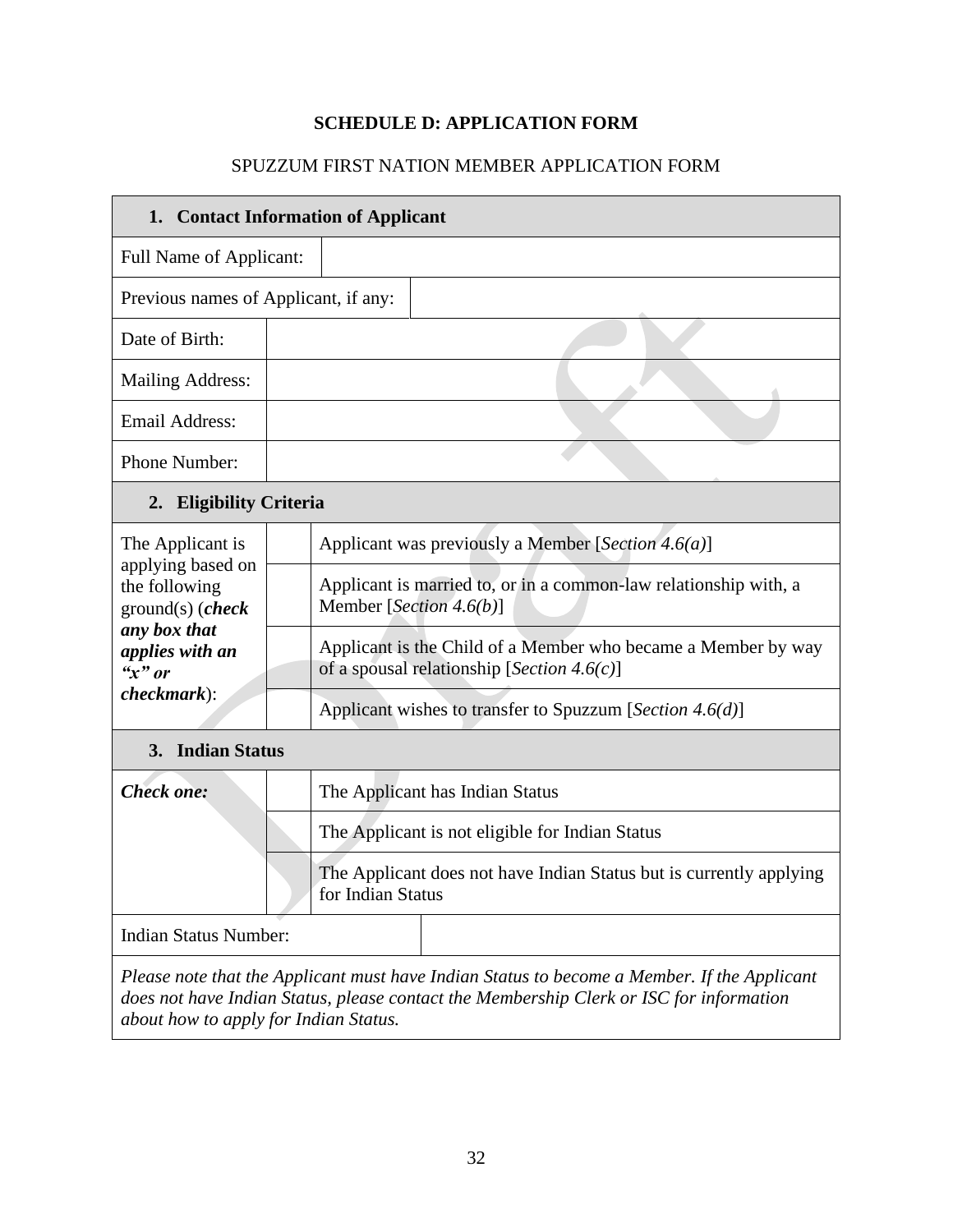**SCHEDULE D: APPLICATION FORM**

SPUZZUM FIRST NATION MEMBER APPLICATION FORM

| **1. Contact Information of Applicant** | | |
|---|---|---|
| Full Name of Applicant: | | |
| Previous names of Applicant, if any: | | |
| Date of Birth: | | |
| Mailing Address: | | |
| Email Address: | | |
| Phone Number: | | |
| **2. Eligibility Criteria** | | |
| The Applicant is applying based on the following ground(s) (***check any box that applies with an "x" or checkmark***): | | Applicant was previously a Member [*Section 4.6(a)*] |
| | | Applicant is married to, or in a common-law relationship with, a Member [*Section 4.6(b)*] |
| | | Applicant is the Child of a Member who became a Member by way of a spousal relationship [*Section 4.6(c)*] |
| | | Applicant wishes to transfer to Spuzzum [*Section 4.6(d)*] |
| **3. Indian Status** | | |
| ***Check one:*** | | The Applicant has Indian Status |
| | | The Applicant is not eligible for Indian Status |
| | | The Applicant does not have Indian Status but is currently applying for Indian Status |
| Indian Status Number: | | |
| *Please note that the Applicant must have Indian Status to become a Member. If the Applicant does not have Indian Status, please contact the Membership Clerk or ISC for information about how to apply for Indian Status.* | | |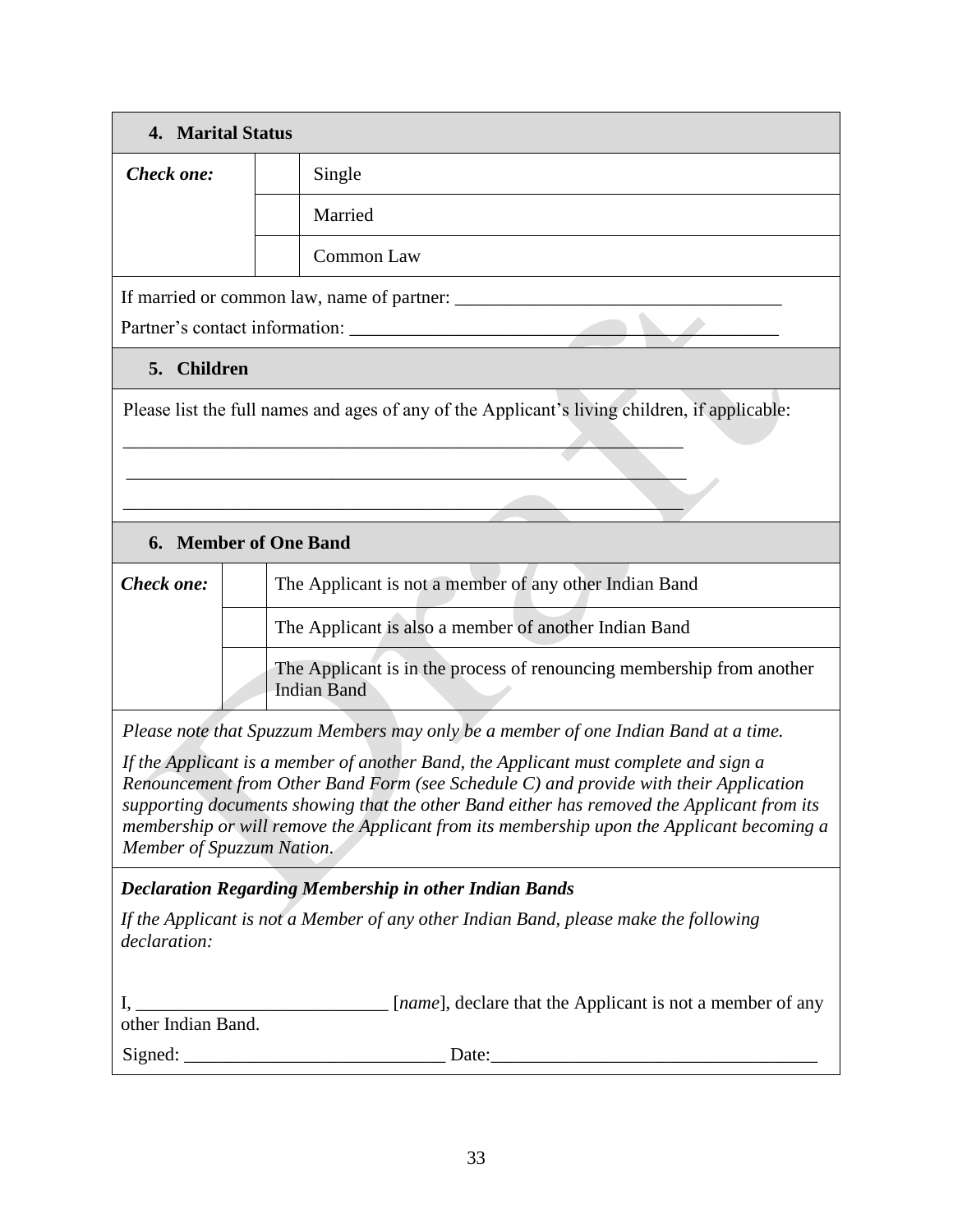### 4. Marital Status

| *Check one:* | | |
|---|---|---|
| | | Single |
| | | Married |
| | | Common Law |

If married or common law, name of partner: ___________________________________

Partner's contact information: ____________________________________________

### 5. Children

Please list the full names and ages of any of the Applicant's living children, if applicable:

____________________________________________________________

____________________________________________________________

____________________________________________________________

### 6. Member of One Band

| *Check one:* | | |
|---|---|---|
| | | The Applicant is not a member of any other Indian Band |
| | | The Applicant is also a member of another Indian Band |
| | | The Applicant is in the process of renouncing membership from another Indian Band |

*Please note that Spuzzum Members may only be a member of one Indian Band at a time.*

*If the Applicant is a member of another Band, the Applicant must complete and sign a Renouncement from Other Band Form (see Schedule C) and provide with their Application supporting documents showing that the other Band either has removed the Applicant from its membership or will remove the Applicant from its membership upon the Applicant becoming a Member of Spuzzum Nation.*

***Declaration Regarding Membership in other Indian Bands***

*If the Applicant is not a Member of any other Indian Band, please make the following declaration:*

I, ___________________________ [*name*], declare that the Applicant is not a member of any other Indian Band.

Signed: ____________________________ Date:___________________________________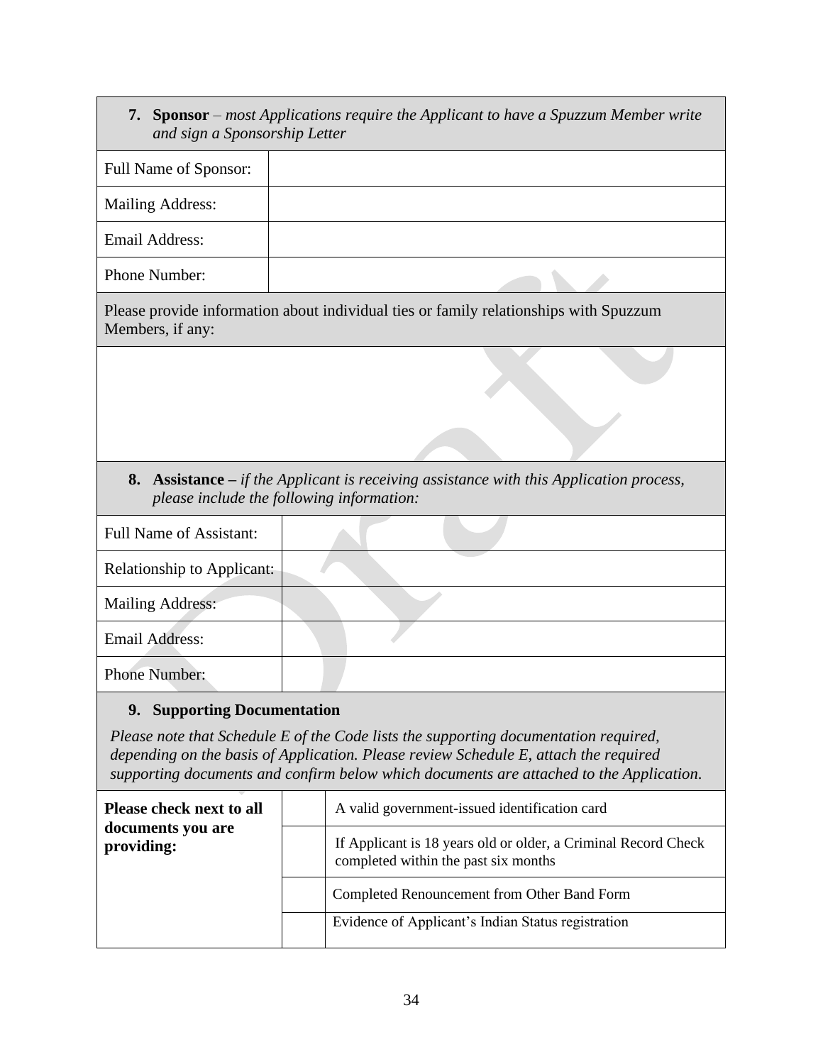| **7. Sponsor** – *most Applications require the Applicant to have a Spuzzum Member write and sign a Sponsorship Letter* | |
|---|---|
| Full Name of Sponsor: | |
| Mailing Address: | |
| Email Address: | |
| Phone Number: | |

| Please provide information about individual ties or family relationships with Spuzzum Members, if any: |
|---|
| |

| **8. Assistance –** *if the Applicant is receiving assistance with this Application process, please include the following information:* | |
|---|---|
| Full Name of Assistant: | |
| Relationship to Applicant: | |
| Mailing Address: | |
| Email Address: | |
| Phone Number: | |

**9. Supporting Documentation**

*Please note that Schedule E of the Code lists the supporting documentation required, depending on the basis of Application. Please review Schedule E, attach the required supporting documents and confirm below which documents are attached to the Application.*

| **Please check next to all documents you are providing:** | | |
|---|---|---|
| | | A valid government-issued identification card |
| | | If Applicant is 18 years old or older, a Criminal Record Check completed within the past six months |
| | | Completed Renouncement from Other Band Form |
| | | Evidence of Applicant's Indian Status registration |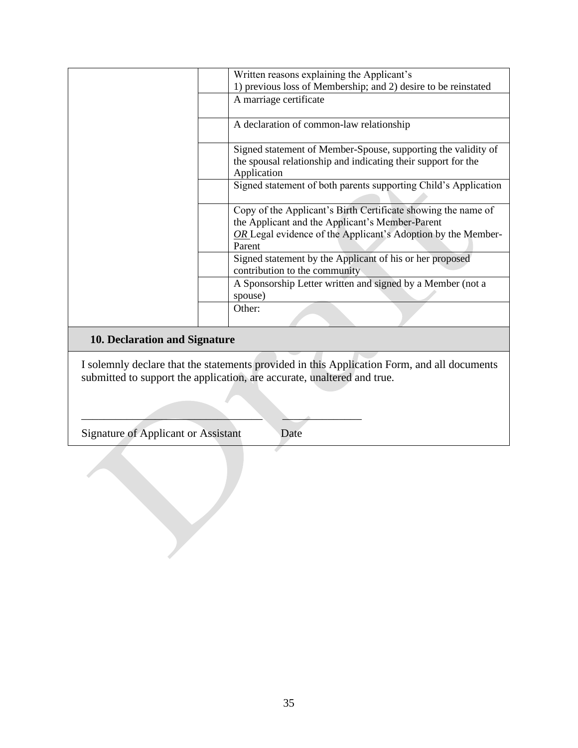| | | |
|---|---|---|
| | | Written reasons explaining the Applicant's 1) previous loss of Membership; and 2) desire to be reinstated |
| | | A marriage certificate |
| | | A declaration of common-law relationship |
| | | Signed statement of Member-Spouse, supporting the validity of the spousal relationship and indicating their support for the Application |
| | | Signed statement of both parents supporting Child's Application |
| | | Copy of the Applicant's Birth Certificate showing the name of the Applicant and the Applicant's Member-Parent *OR* Legal evidence of the Applicant's Adoption by the Member-Parent |
| | | Signed statement by the Applicant of his or her proposed contribution to the community |
| | | A Sponsorship Letter written and signed by a Member (not a spouse) |
| | | Other: |

**10. Declaration and Signature**

I solemnly declare that the statements provided in this Application Form, and all documents submitted to support the application, are accurate, unaltered and true.

_______________________________ ______________

Signature of Applicant or Assistant Date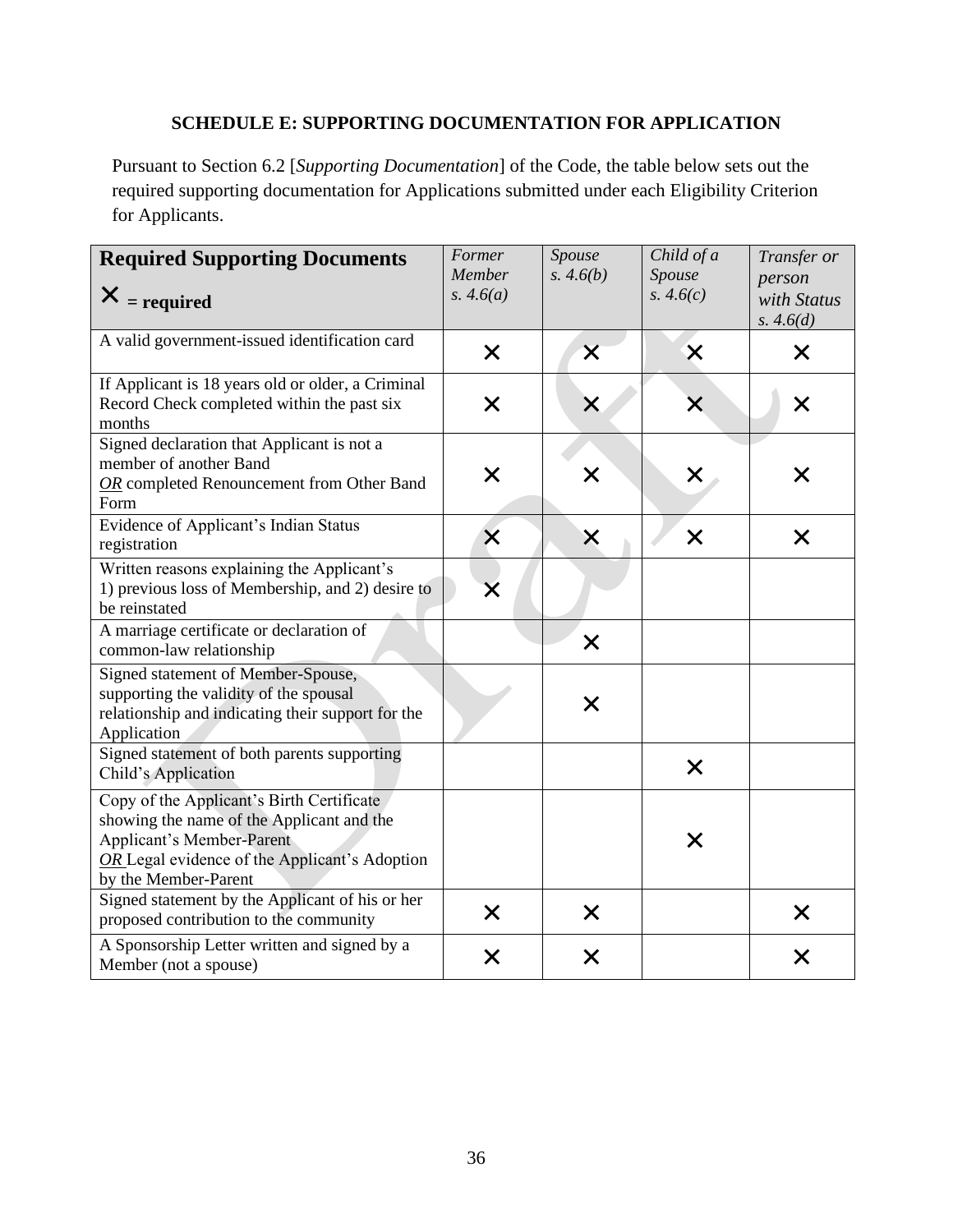**SCHEDULE E: SUPPORTING DOCUMENTATION FOR APPLICATION**

Pursuant to Section 6.2 [*Supporting Documentation*] of the Code, the table below sets out the required supporting documentation for Applications submitted under each Eligibility Criterion for Applicants.

| **Required Supporting Documents** ✕ **= required** | *Former Member s. 4.6(a)* | *Spouse s. 4.6(b)* | *Child of a Spouse s. 4.6(c)* | *Transfer or person with Status s. 4.6(d)* |
|---|---|---|---|---|
| A valid government-issued identification card | ✕ | ✕ | ✕ | ✕ |
| If Applicant is 18 years old or older, a Criminal Record Check completed within the past six months | ✕ | ✕ | ✕ | ✕ |
| Signed declaration that Applicant is not a member of another Band *OR* completed Renouncement from Other Band Form | ✕ | ✕ | ✕ | ✕ |
| Evidence of Applicant's Indian Status registration | ✕ | ✕ | ✕ | ✕ |
| Written reasons explaining the Applicant's 1) previous loss of Membership, and 2) desire to be reinstated | ✕ | | | |
| A marriage certificate or declaration of common-law relationship | | ✕ | | |
| Signed statement of Member-Spouse, supporting the validity of the spousal relationship and indicating their support for the Application | | ✕ | | |
| Signed statement of both parents supporting Child's Application | | | ✕ | |
| Copy of the Applicant's Birth Certificate showing the name of the Applicant and the Applicant's Member-Parent *OR* Legal evidence of the Applicant's Adoption by the Member-Parent | | | ✕ | |
| Signed statement by the Applicant of his or her proposed contribution to the community | ✕ | ✕ | | ✕ |
| A Sponsorship Letter written and signed by a Member (not a spouse) | ✕ | ✕ | | ✕ |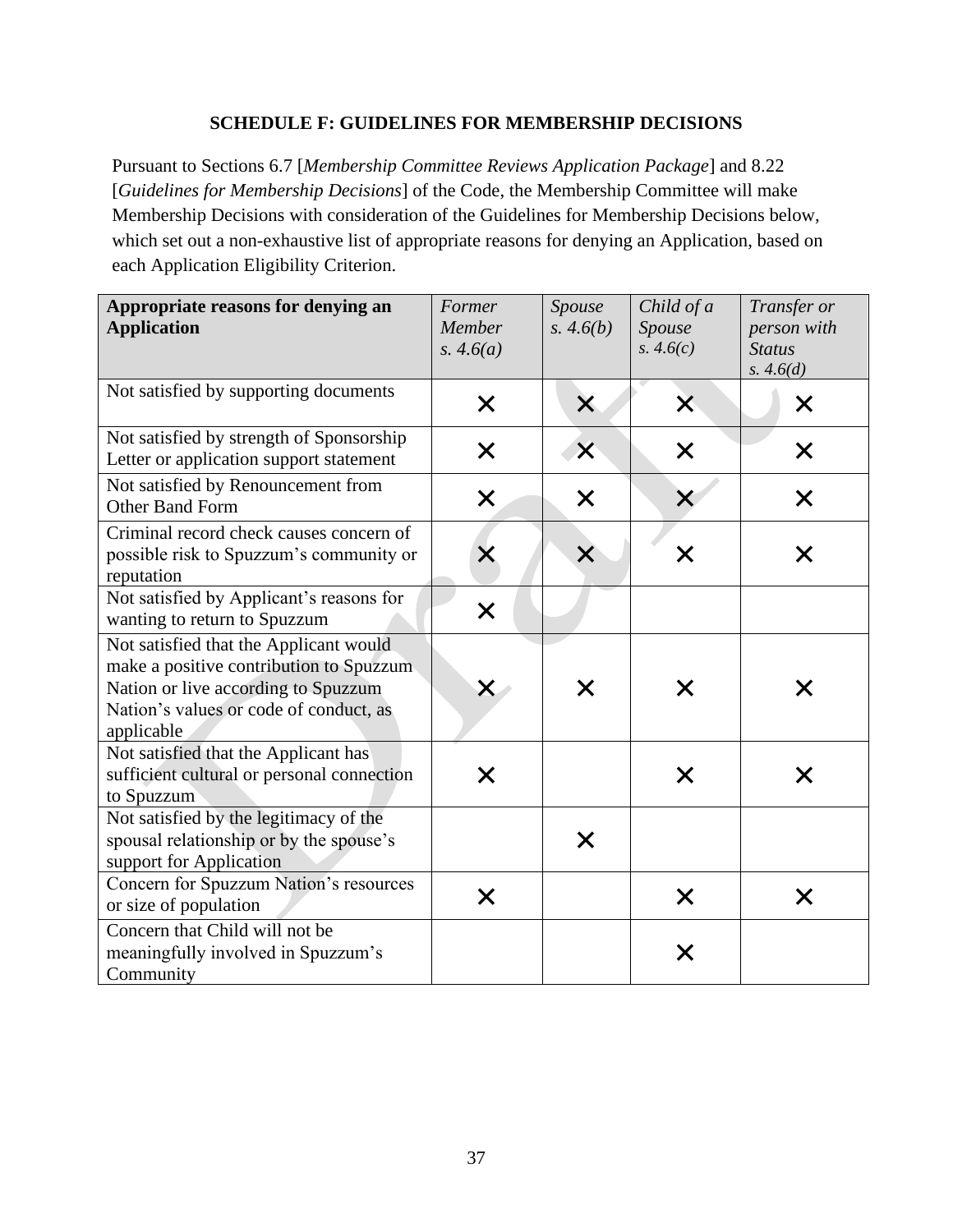**SCHEDULE F: GUIDELINES FOR MEMBERSHIP DECISIONS**

Pursuant to Sections 6.7 [*Membership Committee Reviews Application Package*] and 8.22 [*Guidelines for Membership Decisions*] of the Code, the Membership Committee will make Membership Decisions with consideration of the Guidelines for Membership Decisions below, which set out a non-exhaustive list of appropriate reasons for denying an Application, based on each Application Eligibility Criterion.

| **Appropriate reasons for denying an Application** | *Former Member s. 4.6(a)* | *Spouse s. 4.6(b)* | *Child of a Spouse s. 4.6(c)* | *Transfer or person with Status s. 4.6(d)* |
|---|---|---|---|---|
| Not satisfied by supporting documents | ✕ | ✕ | ✕ | ✕ |
| Not satisfied by strength of Sponsorship Letter or application support statement | ✕ | ✕ | ✕ | ✕ |
| Not satisfied by Renouncement from Other Band Form | ✕ | ✕ | ✕ | ✕ |
| Criminal record check causes concern of possible risk to Spuzzum's community or reputation | ✕ | ✕ | ✕ | ✕ |
| Not satisfied by Applicant's reasons for wanting to return to Spuzzum | ✕ | | | |
| Not satisfied that the Applicant would make a positive contribution to Spuzzum Nation or live according to Spuzzum Nation's values or code of conduct, as applicable | ✕ | ✕ | ✕ | ✕ |
| Not satisfied that the Applicant has sufficient cultural or personal connection to Spuzzum | ✕ | | ✕ | ✕ |
| Not satisfied by the legitimacy of the spousal relationship or by the spouse's support for Application | | ✕ | | |
| Concern for Spuzzum Nation's resources or size of population | ✕ | | ✕ | ✕ |
| Concern that Child will not be meaningfully involved in Spuzzum's Community | | | ✕ | |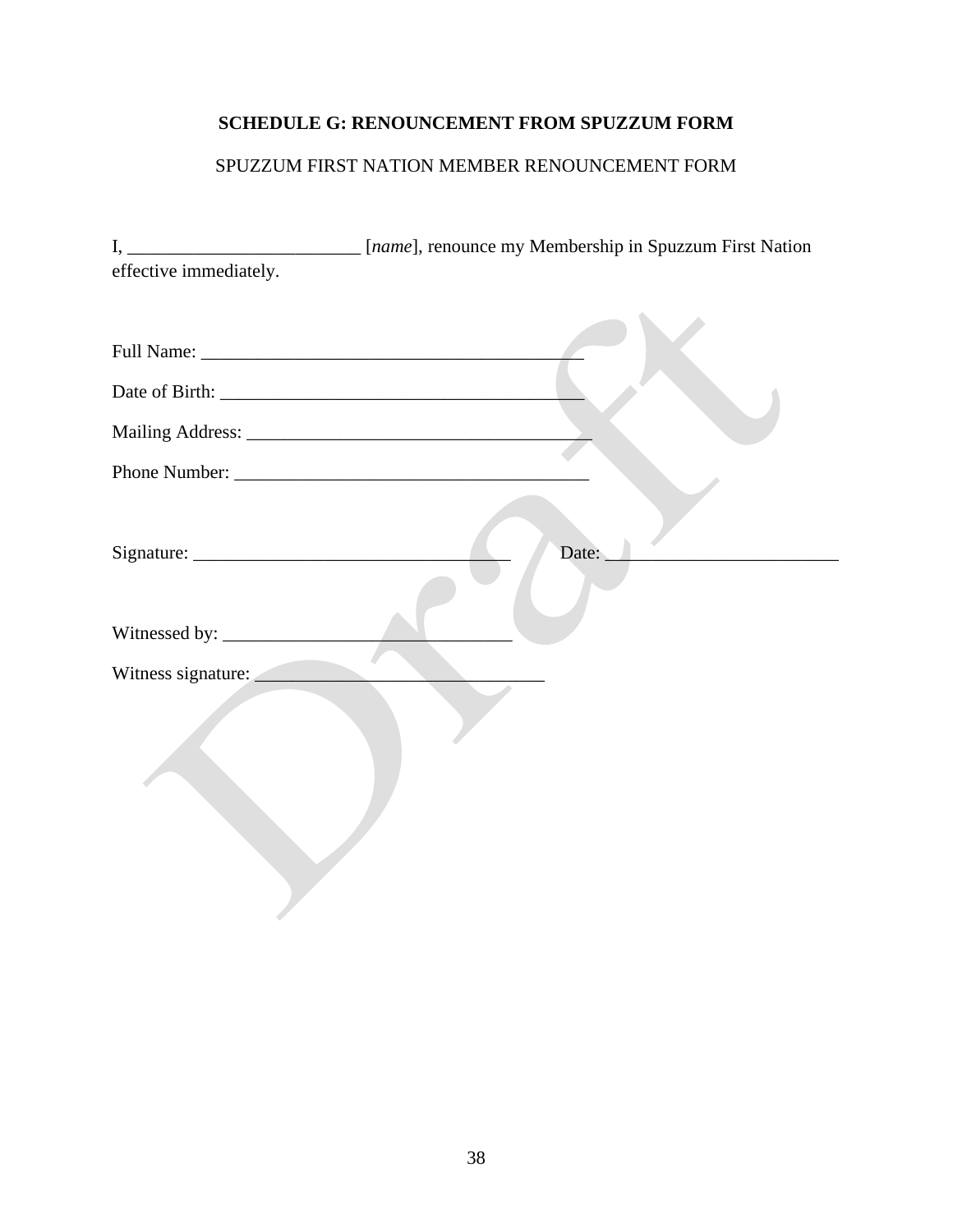**SCHEDULE G: RENOUNCEMENT FROM SPUZZUM FORM**

SPUZZUM FIRST NATION MEMBER RENOUNCEMENT FORM

I, _________________________ [*name*], renounce my Membership in Spuzzum First Nation effective immediately.

Full Name: __________________________________________

Date of Birth: _______________________________________

Mailing Address: _____________________________________

Phone Number: ______________________________________

Signature: __________________________________ Date: _________________________

Witnessed by: _______________________________

Witness signature: _______________________________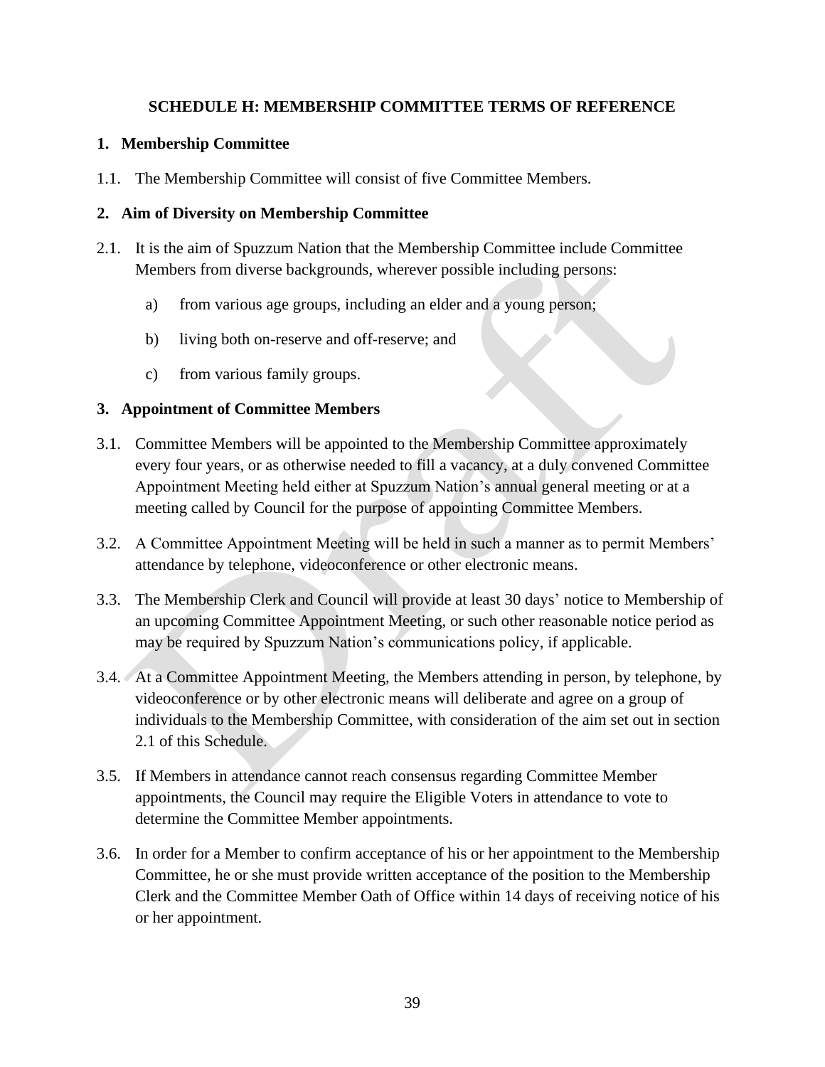## SCHEDULE H: MEMBERSHIP COMMITTEE TERMS OF REFERENCE

### 1. Membership Committee

1.1. The Membership Committee will consist of five Committee Members.

### 2. Aim of Diversity on Membership Committee

2.1. It is the aim of Spuzzum Nation that the Membership Committee include Committee Members from diverse backgrounds, wherever possible including persons:

a) from various age groups, including an elder and a young person;

b) living both on-reserve and off-reserve; and

c) from various family groups.

### 3. Appointment of Committee Members

3.1. Committee Members will be appointed to the Membership Committee approximately every four years, or as otherwise needed to fill a vacancy, at a duly convened Committee Appointment Meeting held either at Spuzzum Nation's annual general meeting or at a meeting called by Council for the purpose of appointing Committee Members.

3.2. A Committee Appointment Meeting will be held in such a manner as to permit Members' attendance by telephone, videoconference or other electronic means.

3.3. The Membership Clerk and Council will provide at least 30 days' notice to Membership of an upcoming Committee Appointment Meeting, or such other reasonable notice period as may be required by Spuzzum Nation's communications policy, if applicable.

3.4. At a Committee Appointment Meeting, the Members attending in person, by telephone, by videoconference or by other electronic means will deliberate and agree on a group of individuals to the Membership Committee, with consideration of the aim set out in section 2.1 of this Schedule.

3.5. If Members in attendance cannot reach consensus regarding Committee Member appointments, the Council may require the Eligible Voters in attendance to vote to determine the Committee Member appointments.

3.6. In order for a Member to confirm acceptance of his or her appointment to the Membership Committee, he or she must provide written acceptance of the position to the Membership Clerk and the Committee Member Oath of Office within 14 days of receiving notice of his or her appointment.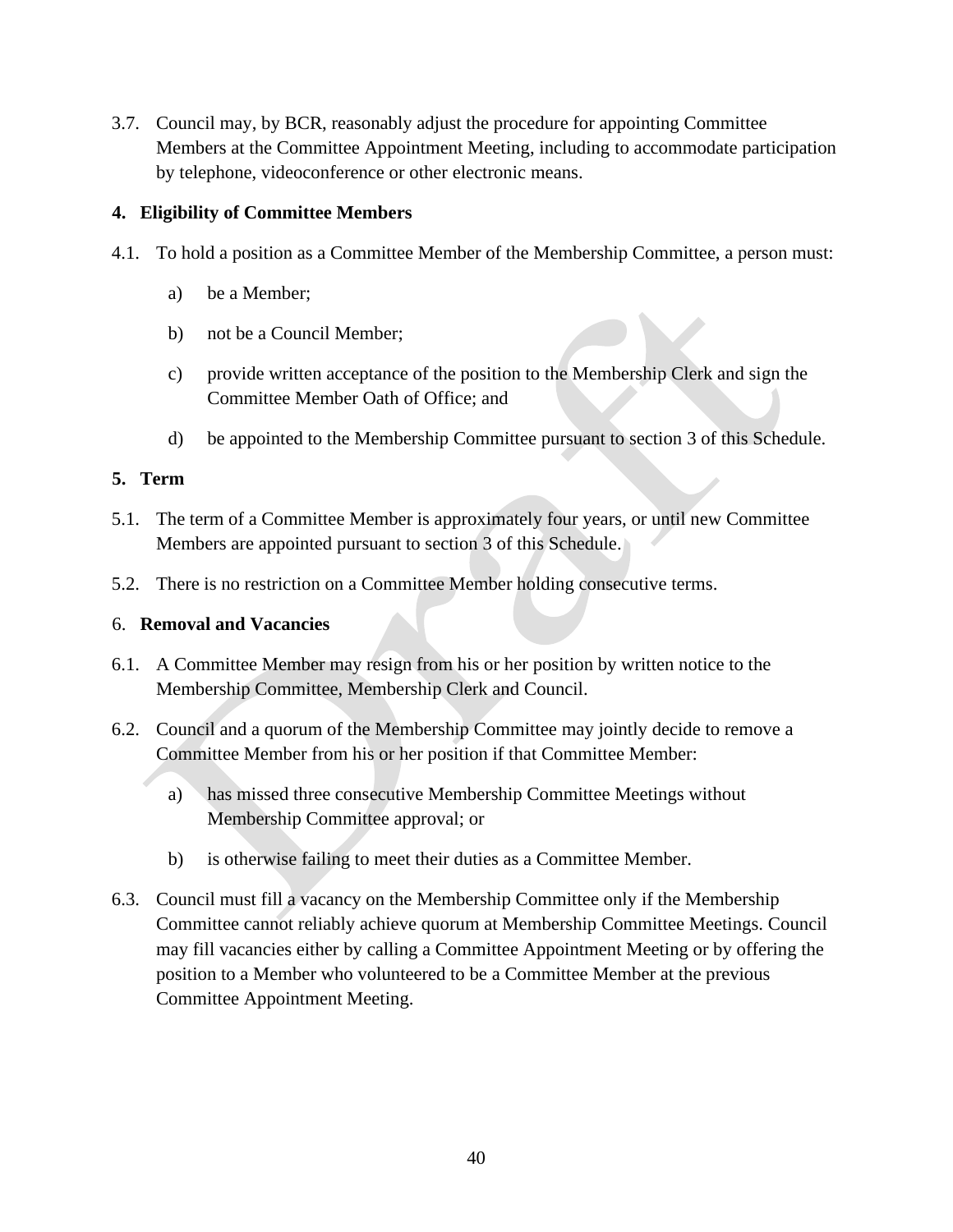3.7. Council may, by BCR, reasonably adjust the procedure for appointing Committee Members at the Committee Appointment Meeting, including to accommodate participation by telephone, videoconference or other electronic means.

**4. Eligibility of Committee Members**

4.1. To hold a position as a Committee Member of the Membership Committee, a person must:

a) be a Member;

b) not be a Council Member;

c) provide written acceptance of the position to the Membership Clerk and sign the Committee Member Oath of Office; and

d) be appointed to the Membership Committee pursuant to section 3 of this Schedule.

**5. Term**

5.1. The term of a Committee Member is approximately four years, or until new Committee Members are appointed pursuant to section 3 of this Schedule.

5.2. There is no restriction on a Committee Member holding consecutive terms.

6. **Removal and Vacancies**

6.1. A Committee Member may resign from his or her position by written notice to the Membership Committee, Membership Clerk and Council.

6.2. Council and a quorum of the Membership Committee may jointly decide to remove a Committee Member from his or her position if that Committee Member:

a) has missed three consecutive Membership Committee Meetings without Membership Committee approval; or

b) is otherwise failing to meet their duties as a Committee Member.

6.3. Council must fill a vacancy on the Membership Committee only if the Membership Committee cannot reliably achieve quorum at Membership Committee Meetings. Council may fill vacancies either by calling a Committee Appointment Meeting or by offering the position to a Member who volunteered to be a Committee Member at the previous Committee Appointment Meeting.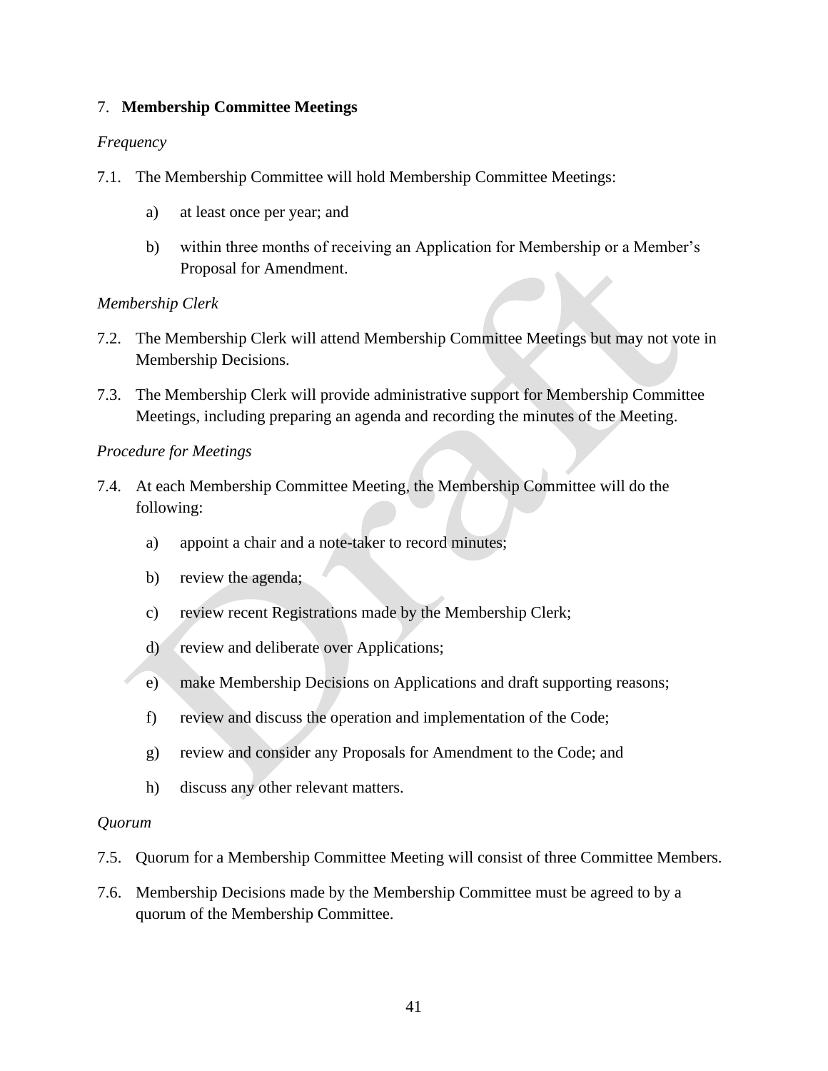## 7. **Membership Committee Meetings**

*Frequency*

7.1. The Membership Committee will hold Membership Committee Meetings:

a) at least once per year; and

b) within three months of receiving an Application for Membership or a Member's Proposal for Amendment.

*Membership Clerk*

7.2. The Membership Clerk will attend Membership Committee Meetings but may not vote in Membership Decisions.

7.3. The Membership Clerk will provide administrative support for Membership Committee Meetings, including preparing an agenda and recording the minutes of the Meeting.

*Procedure for Meetings*

7.4. At each Membership Committee Meeting, the Membership Committee will do the following:

a) appoint a chair and a note-taker to record minutes;

b) review the agenda;

c) review recent Registrations made by the Membership Clerk;

d) review and deliberate over Applications;

e) make Membership Decisions on Applications and draft supporting reasons;

f) review and discuss the operation and implementation of the Code;

g) review and consider any Proposals for Amendment to the Code; and

h) discuss any other relevant matters.

*Quorum*

7.5. Quorum for a Membership Committee Meeting will consist of three Committee Members.

7.6. Membership Decisions made by the Membership Committee must be agreed to by a quorum of the Membership Committee.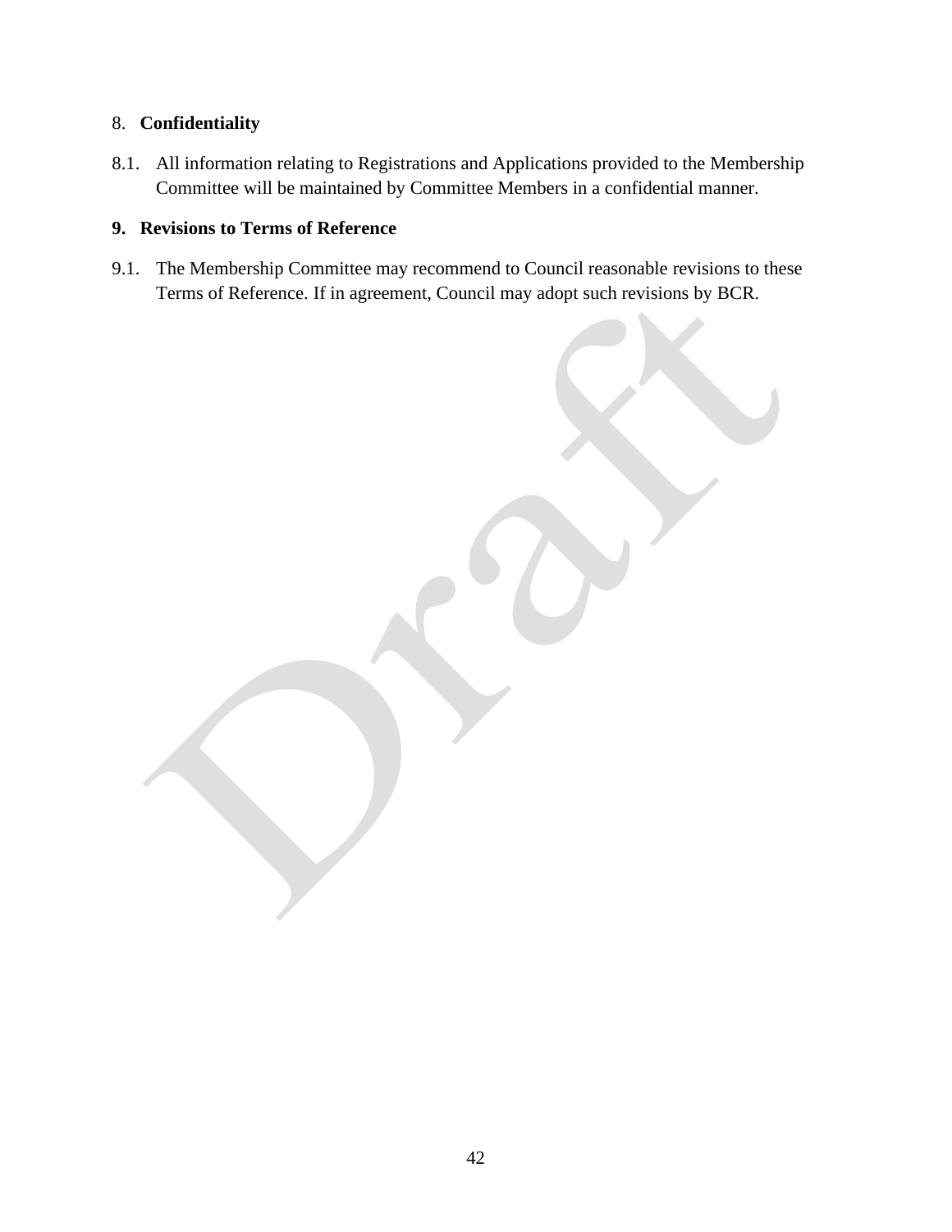## 8. **Confidentiality**

8.1. All information relating to Registrations and Applications provided to the Membership Committee will be maintained by Committee Members in a confidential manner.

## 9. Revisions to Terms of Reference

9.1. The Membership Committee may recommend to Council reasonable revisions to these Terms of Reference. If in agreement, Council may adopt such revisions by BCR.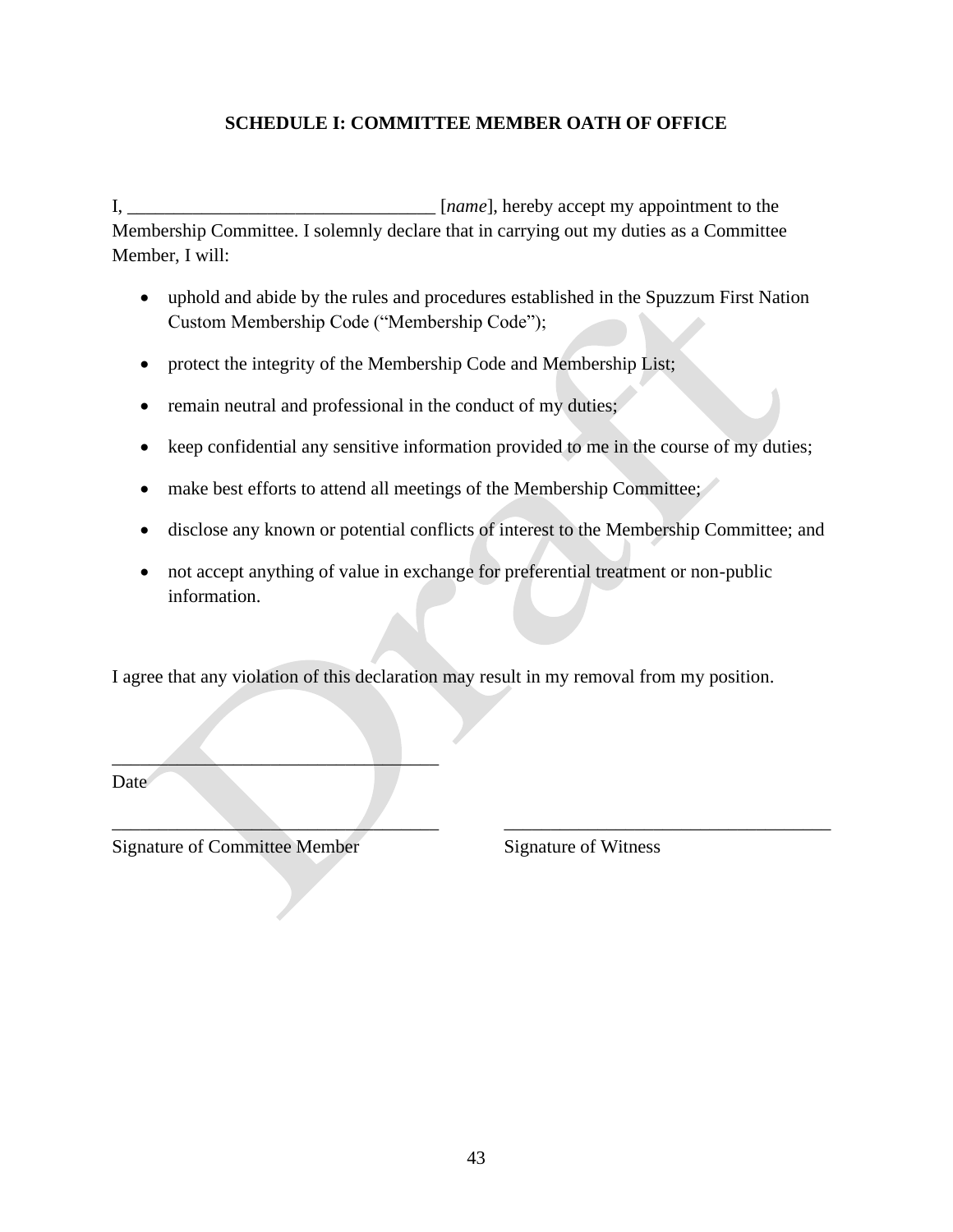## SCHEDULE I: COMMITTEE MEMBER OATH OF OFFICE

I, _________________________________ [*name*], hereby accept my appointment to the Membership Committee. I solemnly declare that in carrying out my duties as a Committee Member, I will:

- uphold and abide by the rules and procedures established in the Spuzzum First Nation Custom Membership Code ("Membership Code");
- protect the integrity of the Membership Code and Membership List;
- remain neutral and professional in the conduct of my duties;
- keep confidential any sensitive information provided to me in the course of my duties;
- make best efforts to attend all meetings of the Membership Committee;
- disclose any known or potential conflicts of interest to the Membership Committee; and
- not accept anything of value in exchange for preferential treatment or non-public information.

I agree that any violation of this declaration may result in my removal from my position.

___________________________________
Date

___________________________________
Signature of Committee Member

___________________________________
Signature of Witness